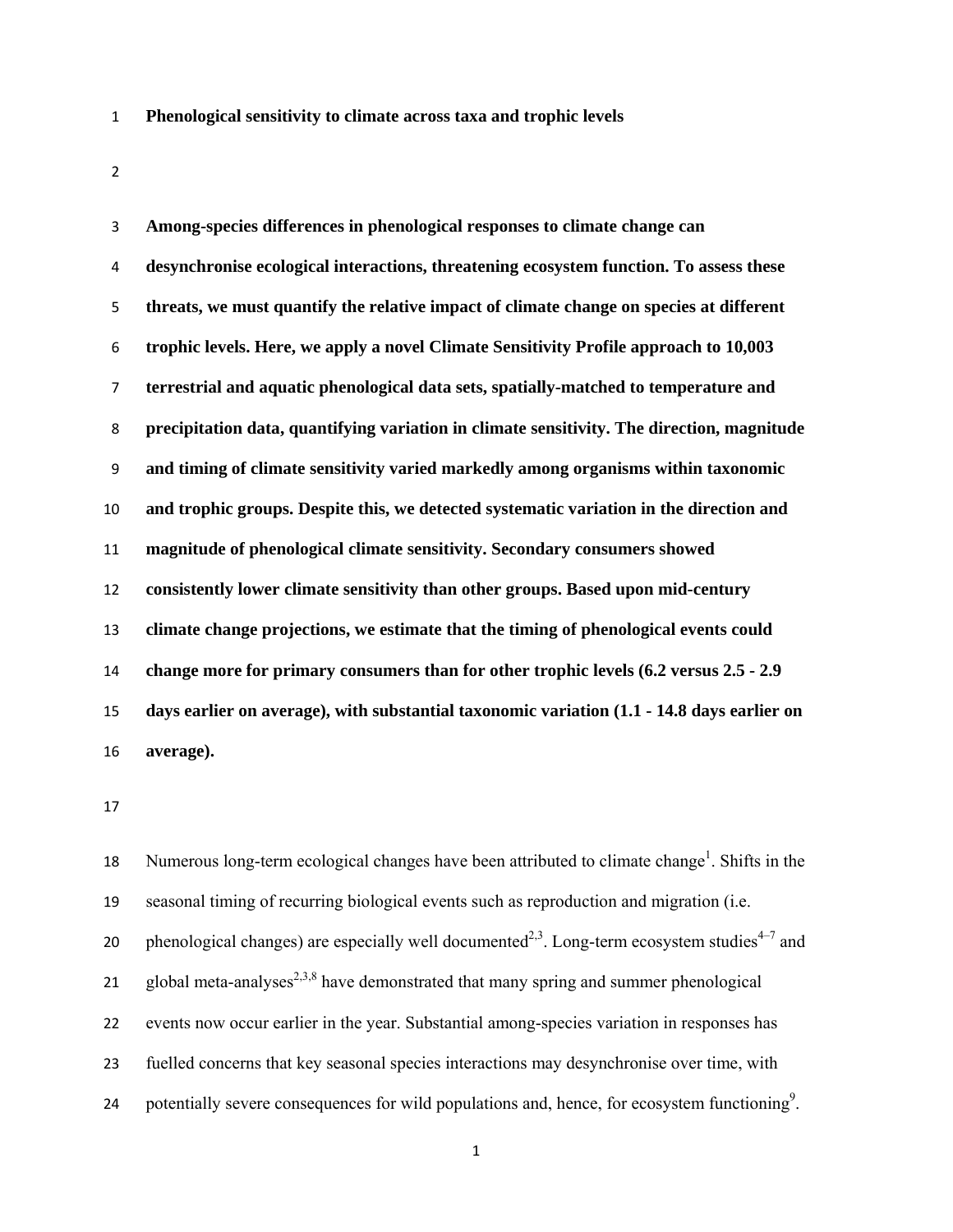# Phenological sensitivity to climate across taxa and trophic levels

**Among-species differences in phenological responses to climate change can desynchronise ecological interactions, threatening ecosystem function. To assess these threats, we must quantify the relative impact of climate change on species at different trophic levels. Here, we apply a novel Climate Sensitivity Profile approach to 10,003 terrestrial and aquatic phenological data sets, spatially-matched to temperature and precipitation data, quantifying variation in climate sensitivity. The direction, magnitude and timing of climate sensitivity varied markedly among organisms within taxonomic and trophic groups. Despite this, we detected systematic variation in the direction and magnitude of phenological climate sensitivity. Secondary consumers showed consistently lower climate sensitivity than other groups. Based upon mid-century climate change projections, we estimate that the timing of phenological events could change more for primary consumers than for other trophic levels (6.2 versus 2.5 - 2.9 days earlier on average), with substantial taxonomic variation (1.1 - 14.8 days earlier on average).**

Numerous long-term ecological changes have been attributed to climate change[1]. Shifts in the seasonal timing of recurring biological events such as reproduction and migration (i.e. phenological changes) are especially well documented[2,3]. Long-term ecosystem studies[4–7] and global meta-analyses[2,3,8] have demonstrated that many spring and summer phenological events now occur earlier in the year. Substantial among-species variation in responses has fuelled concerns that key seasonal species interactions may desynchronise over time, with potentially severe consequences for wild populations and, hence, for ecosystem functioning[9].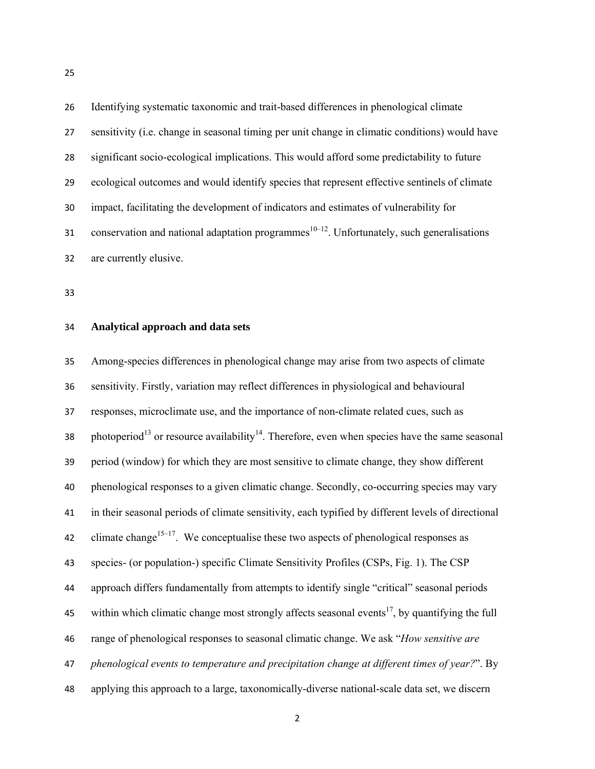Identifying systematic taxonomic and trait-based differences in phenological climate sensitivity (i.e. change in seasonal timing per unit change in climatic conditions) would have significant socio-ecological implications. This would afford some predictability to future ecological outcomes and would identify species that represent effective sentinels of climate impact, facilitating the development of indicators and estimates of vulnerability for conservation and national adaptation programmes[10–12]. Unfortunately, such generalisations are currently elusive.

## Analytical approach and data sets

Among-species differences in phenological change may arise from two aspects of climate sensitivity. Firstly, variation may reflect differences in physiological and behavioural responses, microclimate use, and the importance of non-climate related cues, such as photoperiod[13] or resource availability[14]. Therefore, even when species have the same seasonal period (window) for which they are most sensitive to climate change, they show different phenological responses to a given climatic change. Secondly, co-occurring species may vary in their seasonal periods of climate sensitivity, each typified by different levels of directional climate change[15–17]. We conceptualise these two aspects of phenological responses as species- (or population-) specific Climate Sensitivity Profiles (CSPs, Fig. 1). The CSP approach differs fundamentally from attempts to identify single "critical" seasonal periods within which climatic change most strongly affects seasonal events[17], by quantifying the full range of phenological responses to seasonal climatic change. We ask "*How sensitive are phenological events to temperature and precipitation change at different times of year?*". By applying this approach to a large, taxonomically-diverse national-scale data set, we discern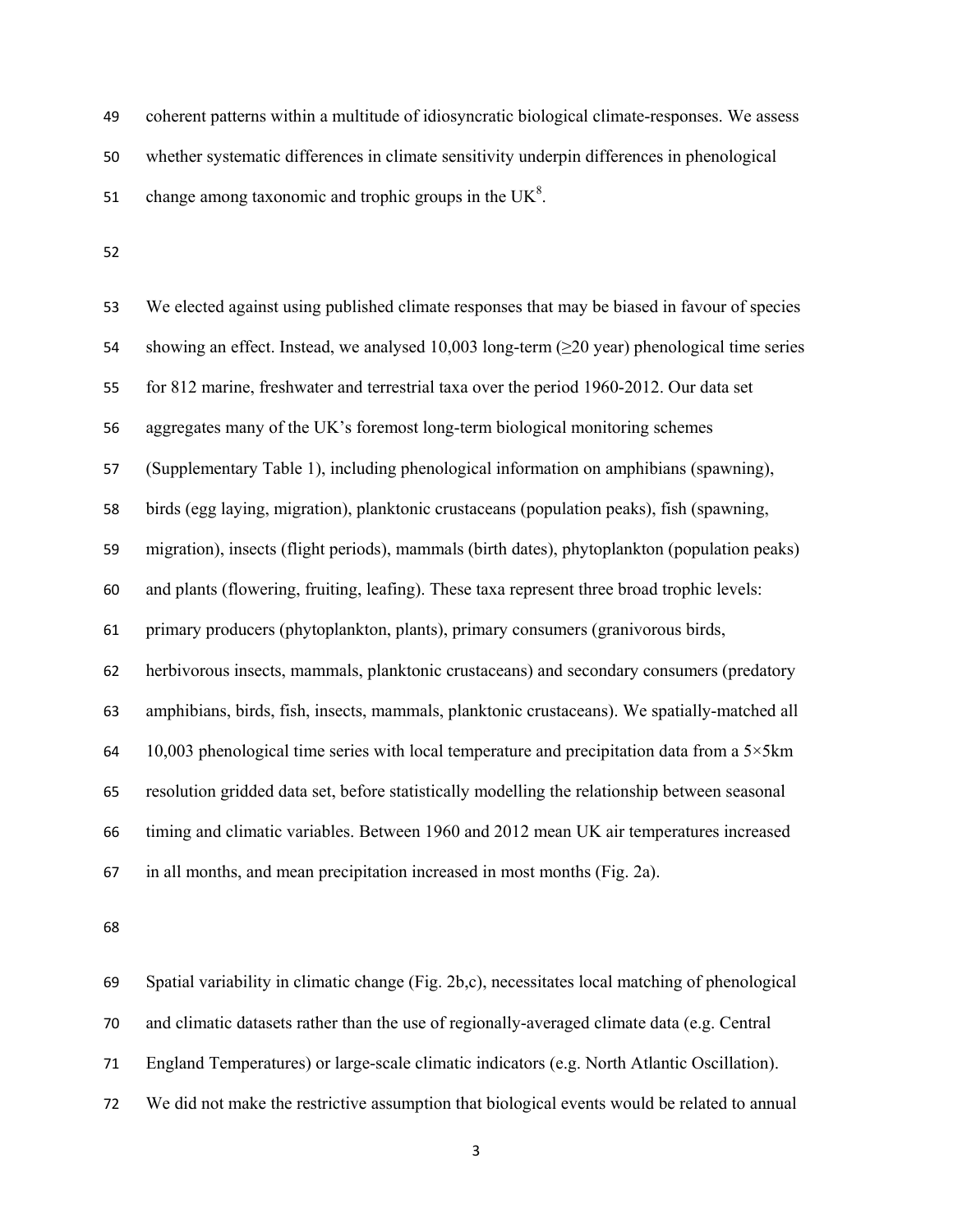coherent patterns within a multitude of idiosyncratic biological climate-responses. We assess whether systematic differences in climate sensitivity underpin differences in phenological change among taxonomic and trophic groups in the UK[8].

We elected against using published climate responses that may be biased in favour of species showing an effect. Instead, we analysed 10,003 long-term (≥20 year) phenological time series for 812 marine, freshwater and terrestrial taxa over the period 1960-2012. Our data set aggregates many of the UK's foremost long-term biological monitoring schemes (Supplementary Table 1), including phenological information on amphibians (spawning), birds (egg laying, migration), planktonic crustaceans (population peaks), fish (spawning, migration), insects (flight periods), mammals (birth dates), phytoplankton (population peaks) and plants (flowering, fruiting, leafing). These taxa represent three broad trophic levels: primary producers (phytoplankton, plants), primary consumers (granivorous birds, herbivorous insects, mammals, planktonic crustaceans) and secondary consumers (predatory amphibians, birds, fish, insects, mammals, planktonic crustaceans). We spatially-matched all 10,003 phenological time series with local temperature and precipitation data from a 5×5km resolution gridded data set, before statistically modelling the relationship between seasonal timing and climatic variables. Between 1960 and 2012 mean UK air temperatures increased in all months, and mean precipitation increased in most months (Fig. 2a).

Spatial variability in climatic change (Fig. 2b,c), necessitates local matching of phenological and climatic datasets rather than the use of regionally-averaged climate data (e.g. Central England Temperatures) or large-scale climatic indicators (e.g. North Atlantic Oscillation). We did not make the restrictive assumption that biological events would be related to annual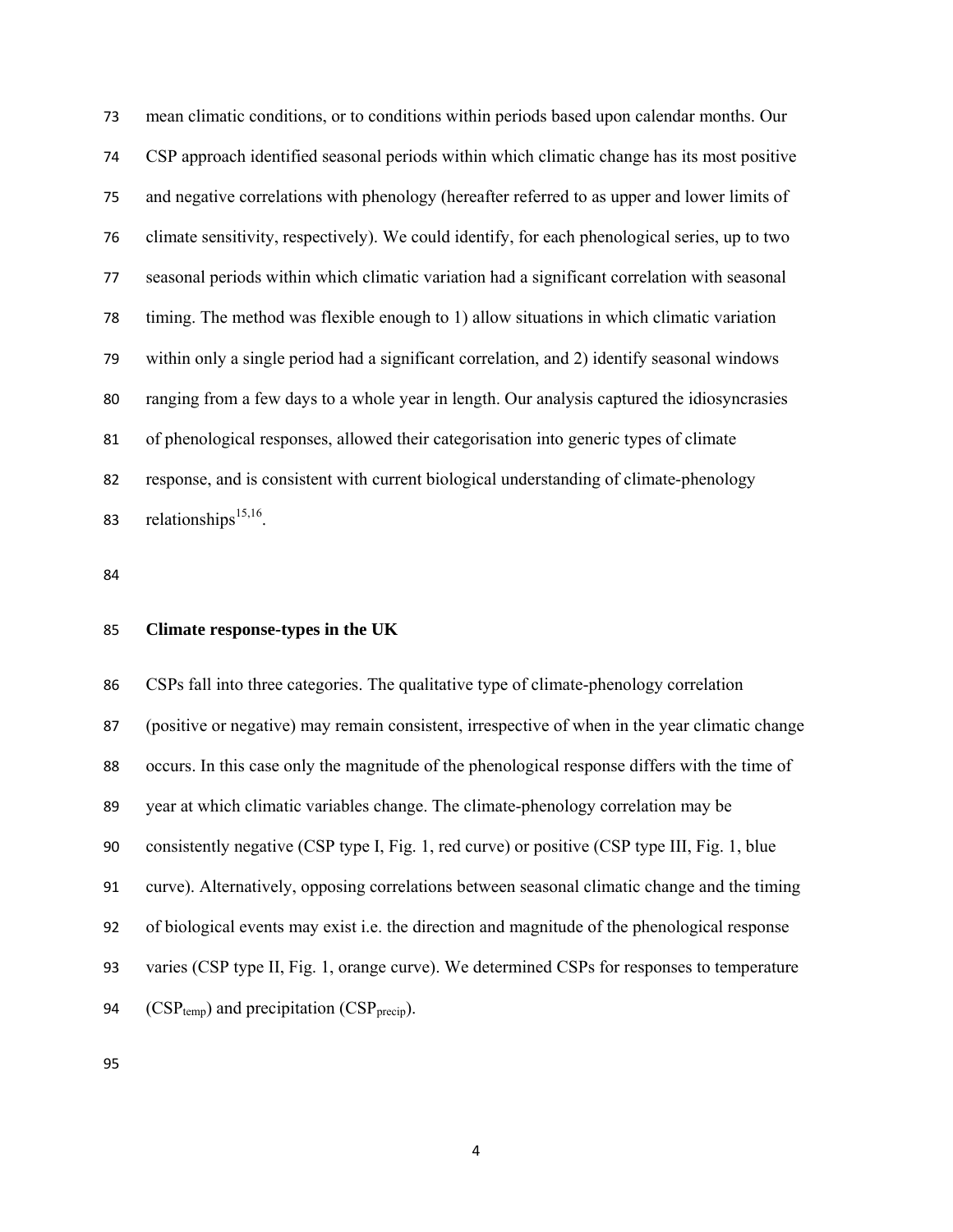mean climatic conditions, or to conditions within periods based upon calendar months. Our CSP approach identified seasonal periods within which climatic change has its most positive and negative correlations with phenology (hereafter referred to as upper and lower limits of climate sensitivity, respectively). We could identify, for each phenological series, up to two seasonal periods within which climatic variation had a significant correlation with seasonal timing. The method was flexible enough to 1) allow situations in which climatic variation within only a single period had a significant correlation, and 2) identify seasonal windows ranging from a few days to a whole year in length. Our analysis captured the idiosyncrasies of phenological responses, allowed their categorisation into generic types of climate response, and is consistent with current biological understanding of climate-phenology relationships[15,16].

## Climate response-types in the UK

CSPs fall into three categories. The qualitative type of climate-phenology correlation (positive or negative) may remain consistent, irrespective of when in the year climatic change occurs. In this case only the magnitude of the phenological response differs with the time of year at which climatic variables change. The climate-phenology correlation may be consistently negative (CSP type I, Fig. 1, red curve) or positive (CSP type III, Fig. 1, blue curve). Alternatively, opposing correlations between seasonal climatic change and the timing of biological events may exist i.e. the direction and magnitude of the phenological response varies (CSP type II, Fig. 1, orange curve). We determined CSPs for responses to temperature ($CSP_{temp}$) and precipitation ($CSP_{precip}$).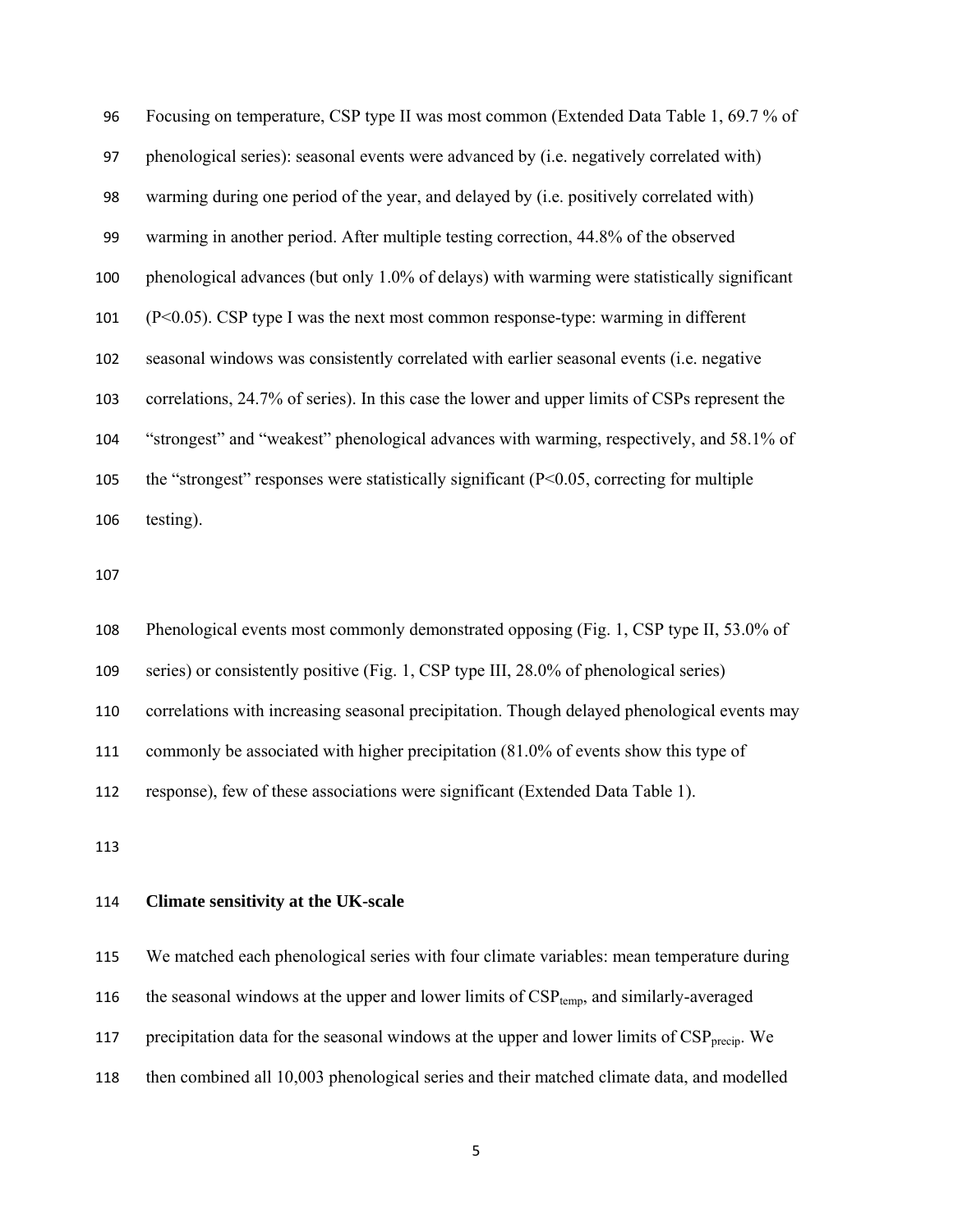Focusing on temperature, CSP type II was most common (Extended Data Table 1, 69.7 % of phenological series): seasonal events were advanced by (i.e. negatively correlated with) warming during one period of the year, and delayed by (i.e. positively correlated with) warming in another period. After multiple testing correction, 44.8% of the observed phenological advances (but only 1.0% of delays) with warming were statistically significant ($P<0.05$). CSP type I was the next most common response-type: warming in different seasonal windows was consistently correlated with earlier seasonal events (i.e. negative correlations, 24.7% of series). In this case the lower and upper limits of CSPs represent the "strongest" and "weakest" phenological advances with warming, respectively, and 58.1% of the "strongest" responses were statistically significant ($P<0.05$, correcting for multiple testing).

Phenological events most commonly demonstrated opposing (Fig. 1, CSP type II, 53.0% of series) or consistently positive (Fig. 1, CSP type III, 28.0% of phenological series) correlations with increasing seasonal precipitation. Though delayed phenological events may commonly be associated with higher precipitation (81.0% of events show this type of response), few of these associations were significant (Extended Data Table 1).

**Climate sensitivity at the UK-scale**

We matched each phenological series with four climate variables: mean temperature during the seasonal windows at the upper and lower limits of $CSP_{temp}$, and similarly-averaged precipitation data for the seasonal windows at the upper and lower limits of $CSP_{precip}$. We then combined all 10,003 phenological series and their matched climate data, and modelled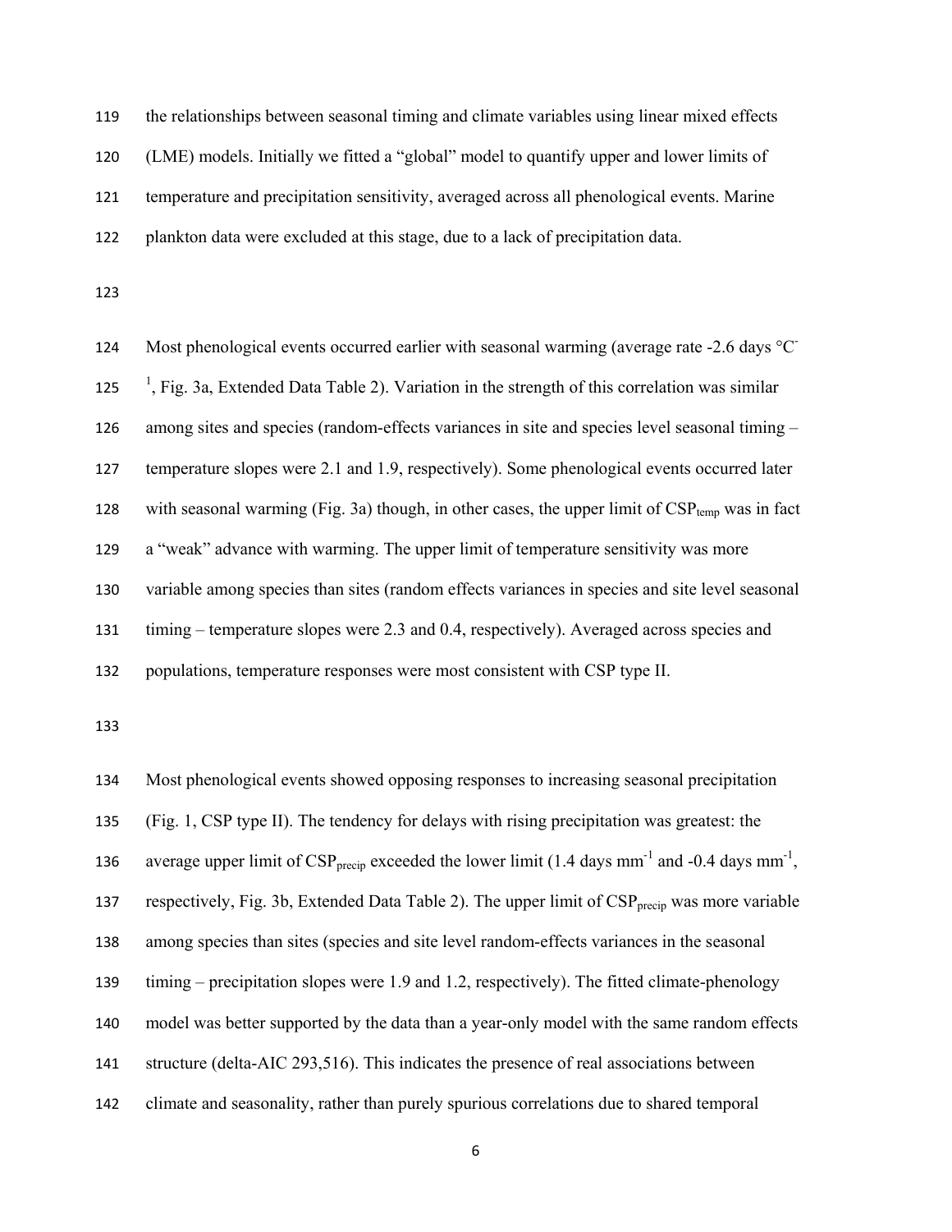the relationships between seasonal timing and climate variables using linear mixed effects (LME) models. Initially we fitted a "global" model to quantify upper and lower limits of temperature and precipitation sensitivity, averaged across all phenological events. Marine plankton data were excluded at this stage, due to a lack of precipitation data.

Most phenological events occurred earlier with seasonal warming (average rate -2.6 days $°C^{-1}$, Fig. 3a, Extended Data Table 2). Variation in the strength of this correlation was similar among sites and species (random-effects variances in site and species level seasonal timing – temperature slopes were 2.1 and 1.9, respectively). Some phenological events occurred later with seasonal warming (Fig. 3a) though, in other cases, the upper limit of $CSP_{temp}$ was in fact a "weak" advance with warming. The upper limit of temperature sensitivity was more variable among species than sites (random effects variances in species and site level seasonal timing – temperature slopes were 2.3 and 0.4, respectively). Averaged across species and populations, temperature responses were most consistent with CSP type II.

Most phenological events showed opposing responses to increasing seasonal precipitation (Fig. 1, CSP type II). The tendency for delays with rising precipitation was greatest: the average upper limit of $CSP_{precip}$ exceeded the lower limit (1.4 days $mm^{-1}$ and -0.4 days $mm^{-1}$, respectively, Fig. 3b, Extended Data Table 2). The upper limit of $CSP_{precip}$ was more variable among species than sites (species and site level random-effects variances in the seasonal timing – precipitation slopes were 1.9 and 1.2, respectively). The fitted climate-phenology model was better supported by the data than a year-only model with the same random effects structure (delta-AIC 293,516). This indicates the presence of real associations between climate and seasonality, rather than purely spurious correlations due to shared temporal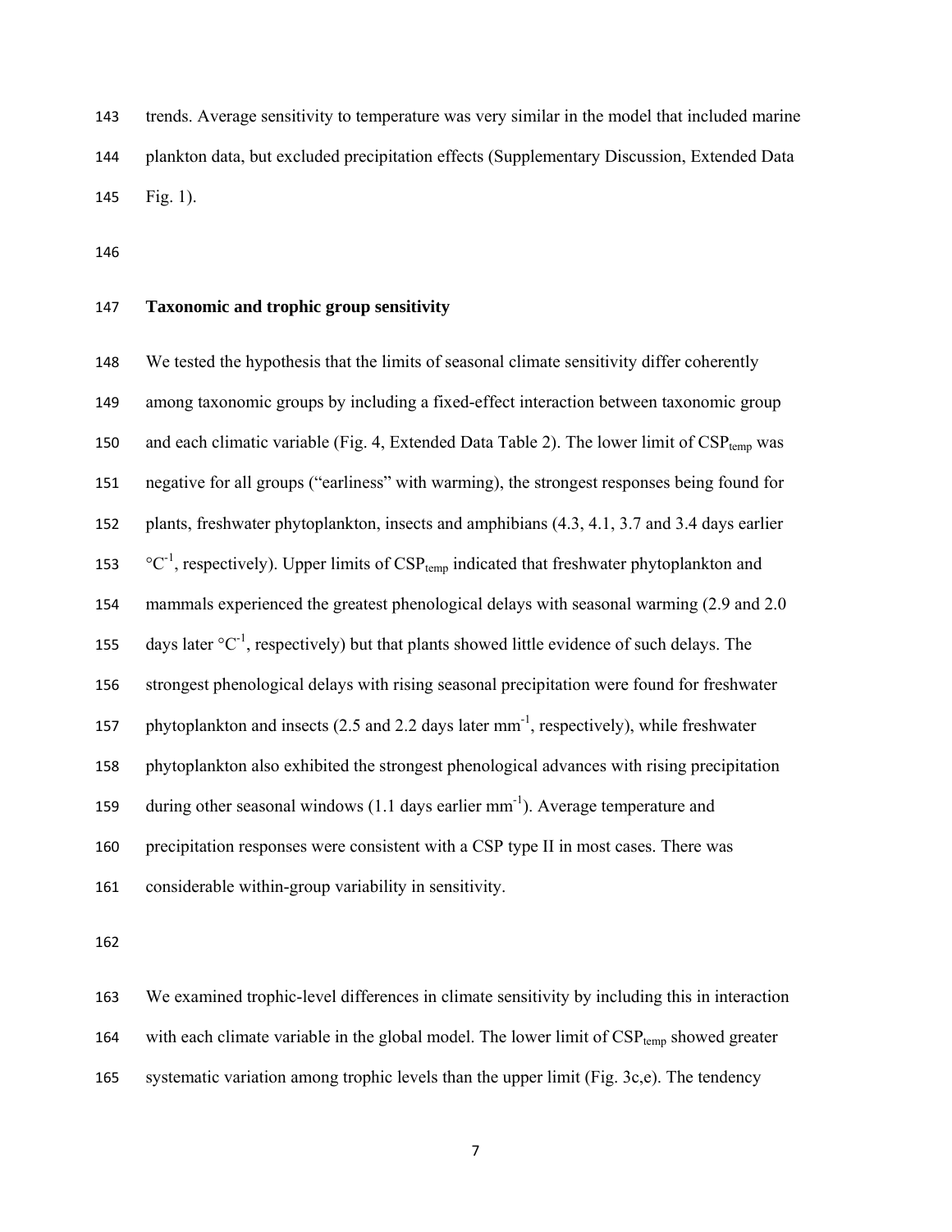trends. Average sensitivity to temperature was very similar in the model that included marine plankton data, but excluded precipitation effects (Supplementary Discussion, Extended Data Fig. 1).

## Taxonomic and trophic group sensitivity

We tested the hypothesis that the limits of seasonal climate sensitivity differ coherently among taxonomic groups by including a fixed-effect interaction between taxonomic group and each climatic variable (Fig. 4, Extended Data Table 2). The lower limit of $CSP_{temp}$ was negative for all groups ("earliness" with warming), the strongest responses being found for plants, freshwater phytoplankton, insects and amphibians (4.3, 4.1, 3.7 and 3.4 days earlier $°C^{-1}$, respectively). Upper limits of $CSP_{temp}$ indicated that freshwater phytoplankton and mammals experienced the greatest phenological delays with seasonal warming (2.9 and 2.0 days later $°C^{-1}$, respectively) but that plants showed little evidence of such delays. The strongest phenological delays with rising seasonal precipitation were found for freshwater phytoplankton and insects (2.5 and 2.2 days later $mm^{-1}$, respectively), while freshwater phytoplankton also exhibited the strongest phenological advances with rising precipitation during other seasonal windows (1.1 days earlier $mm^{-1}$). Average temperature and precipitation responses were consistent with a CSP type II in most cases. There was considerable within-group variability in sensitivity.

We examined trophic-level differences in climate sensitivity by including this in interaction with each climate variable in the global model. The lower limit of $CSP_{temp}$ showed greater systematic variation among trophic levels than the upper limit (Fig. 3c,e). The tendency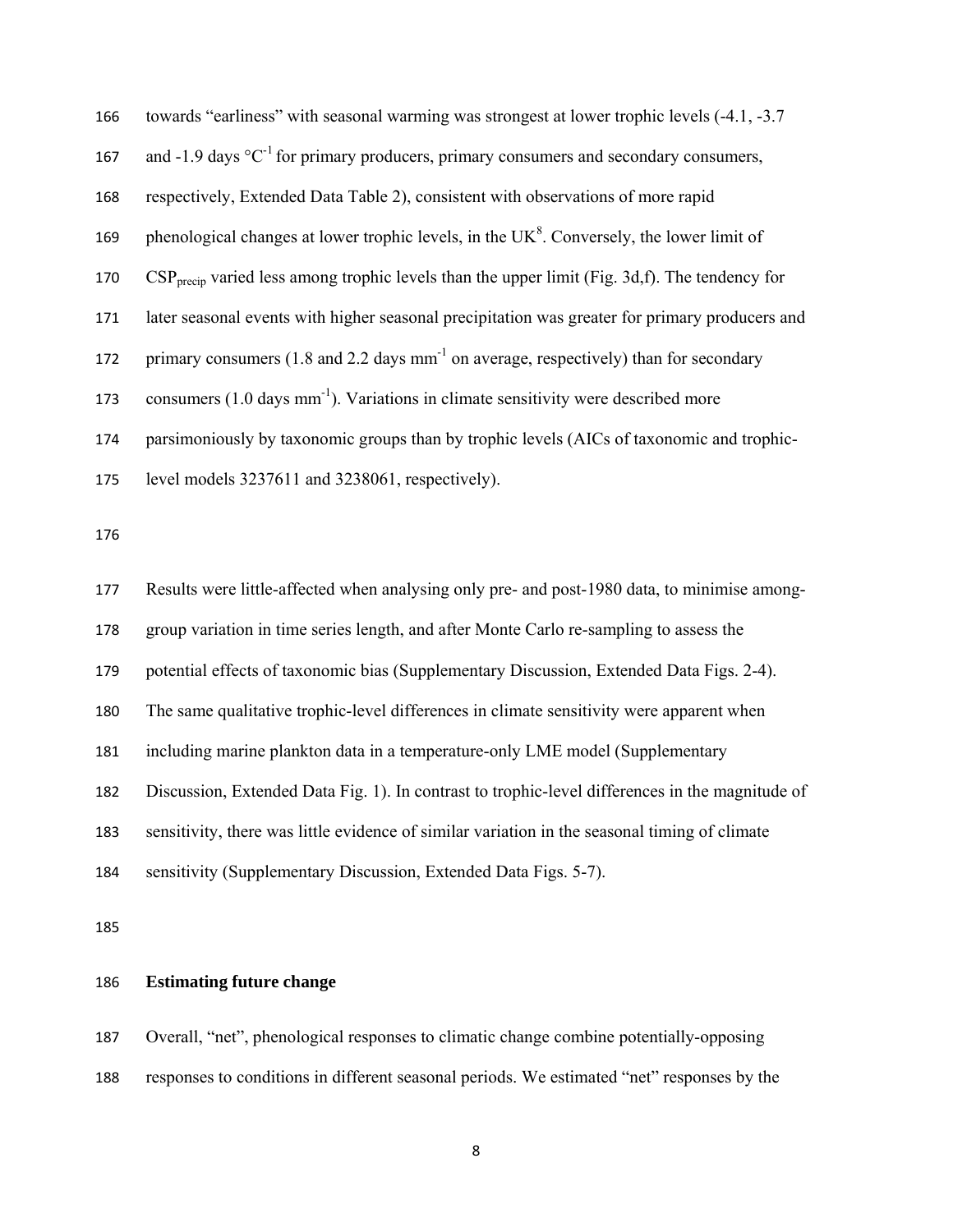towards "earliness" with seasonal warming was strongest at lower trophic levels (-4.1, -3.7 and -1.9 days $°C^{-1}$ for primary producers, primary consumers and secondary consumers, respectively, Extended Data Table 2), consistent with observations of more rapid phenological changes at lower trophic levels, in the UK[8]. Conversely, the lower limit of $CSP_{precip}$ varied less among trophic levels than the upper limit (Fig. 3d,f). The tendency for later seasonal events with higher seasonal precipitation was greater for primary producers and primary consumers (1.8 and 2.2 days $mm^{-1}$ on average, respectively) than for secondary consumers (1.0 days $mm^{-1}$). Variations in climate sensitivity were described more parsimoniously by taxonomic groups than by trophic levels (AICs of taxonomic and trophic-level models 3237611 and 3238061, respectively).

Results were little-affected when analysing only pre- and post-1980 data, to minimise among-group variation in time series length, and after Monte Carlo re-sampling to assess the potential effects of taxonomic bias (Supplementary Discussion, Extended Data Figs. 2-4). The same qualitative trophic-level differences in climate sensitivity were apparent when including marine plankton data in a temperature-only LME model (Supplementary Discussion, Extended Data Fig. 1). In contrast to trophic-level differences in the magnitude of sensitivity, there was little evidence of similar variation in the seasonal timing of climate sensitivity (Supplementary Discussion, Extended Data Figs. 5-7).

## Estimating future change

Overall, "net", phenological responses to climatic change combine potentially-opposing responses to conditions in different seasonal periods. We estimated "net" responses by the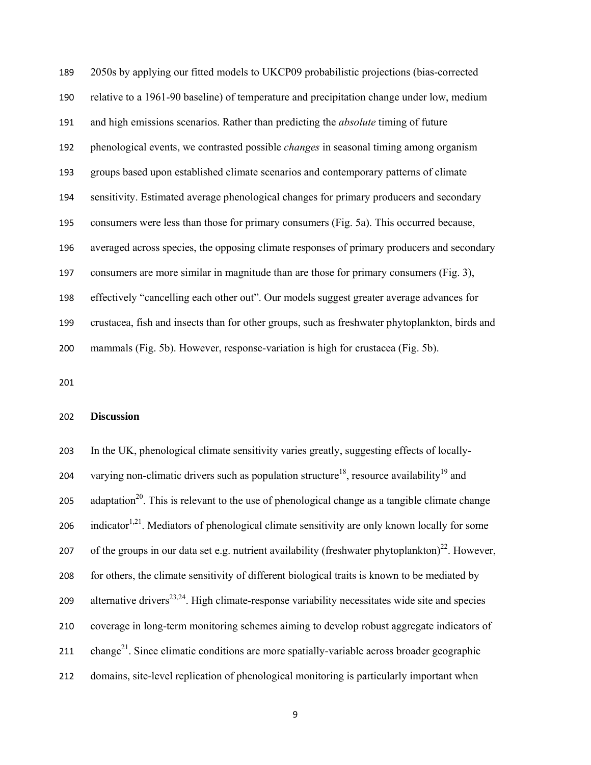2050s by applying our fitted models to UKCP09 probabilistic projections (bias-corrected relative to a 1961-90 baseline) of temperature and precipitation change under low, medium and high emissions scenarios. Rather than predicting the *absolute* timing of future phenological events, we contrasted possible *changes* in seasonal timing among organism groups based upon established climate scenarios and contemporary patterns of climate sensitivity. Estimated average phenological changes for primary producers and secondary consumers were less than those for primary consumers (Fig. 5a). This occurred because, averaged across species, the opposing climate responses of primary producers and secondary consumers are more similar in magnitude than are those for primary consumers (Fig. 3), effectively "cancelling each other out". Our models suggest greater average advances for crustacea, fish and insects than for other groups, such as freshwater phytoplankton, birds and mammals (Fig. 5b). However, response-variation is high for crustacea (Fig. 5b).

## Discussion

In the UK, phenological climate sensitivity varies greatly, suggesting effects of locally-varying non-climatic drivers such as population structure[18], resource availability[19] and adaptation[20]. This is relevant to the use of phenological change as a tangible climate change indicator[1,21]. Mediators of phenological climate sensitivity are only known locally for some of the groups in our data set e.g. nutrient availability (freshwater phytoplankton)[22]. However, for others, the climate sensitivity of different biological traits is known to be mediated by alternative drivers[23,24]. High climate-response variability necessitates wide site and species coverage in long-term monitoring schemes aiming to develop robust aggregate indicators of change[21]. Since climatic conditions are more spatially-variable across broader geographic domains, site-level replication of phenological monitoring is particularly important when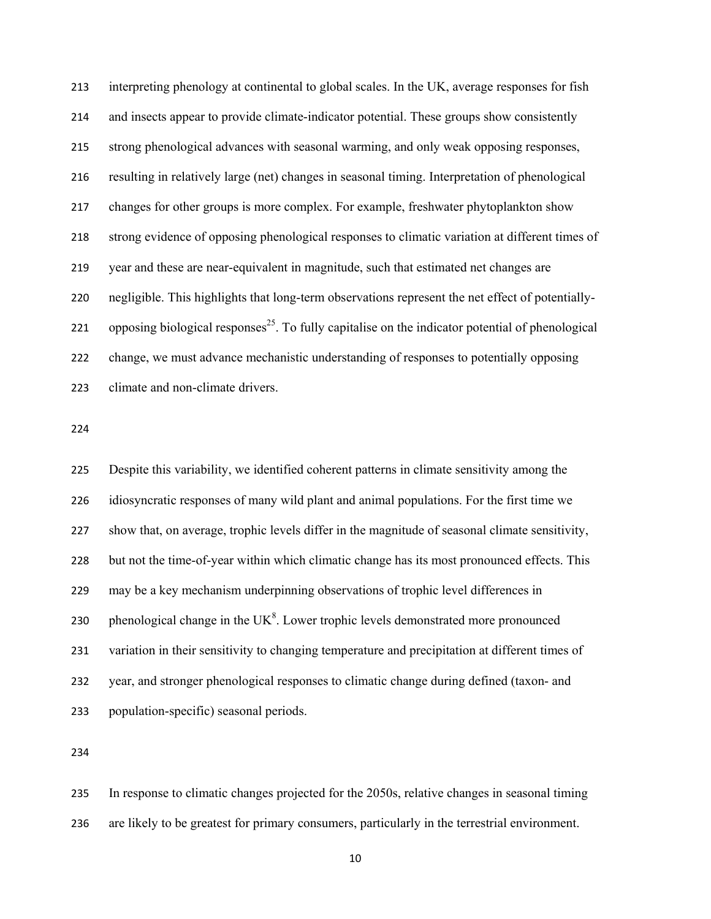interpreting phenology at continental to global scales. In the UK, average responses for fish and insects appear to provide climate-indicator potential. These groups show consistently strong phenological advances with seasonal warming, and only weak opposing responses, resulting in relatively large (net) changes in seasonal timing. Interpretation of phenological changes for other groups is more complex. For example, freshwater phytoplankton show strong evidence of opposing phenological responses to climatic variation at different times of year and these are near-equivalent in magnitude, such that estimated net changes are negligible. This highlights that long-term observations represent the net effect of potentially-opposing biological responses[25]. To fully capitalise on the indicator potential of phenological change, we must advance mechanistic understanding of responses to potentially opposing climate and non-climate drivers.

Despite this variability, we identified coherent patterns in climate sensitivity among the idiosyncratic responses of many wild plant and animal populations. For the first time we show that, on average, trophic levels differ in the magnitude of seasonal climate sensitivity, but not the time-of-year within which climatic change has its most pronounced effects. This may be a key mechanism underpinning observations of trophic level differences in phenological change in the UK[8]. Lower trophic levels demonstrated more pronounced variation in their sensitivity to changing temperature and precipitation at different times of year, and stronger phenological responses to climatic change during defined (taxon- and population-specific) seasonal periods.

In response to climatic changes projected for the 2050s, relative changes in seasonal timing are likely to be greatest for primary consumers, particularly in the terrestrial environment.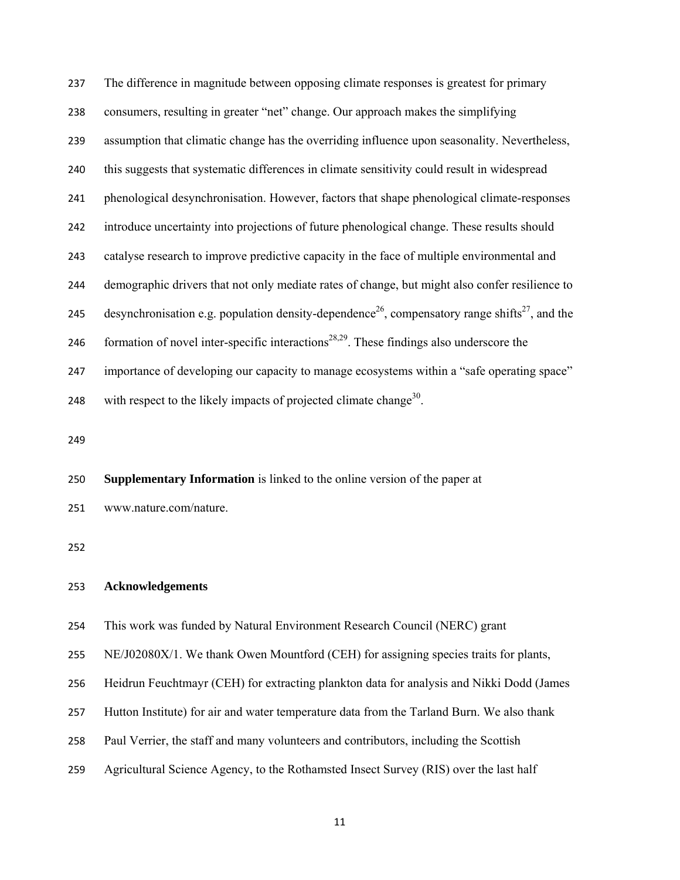The difference in magnitude between opposing climate responses is greatest for primary consumers, resulting in greater "net" change. Our approach makes the simplifying assumption that climatic change has the overriding influence upon seasonality. Nevertheless, this suggests that systematic differences in climate sensitivity could result in widespread phenological desynchronisation. However, factors that shape phenological climate-responses introduce uncertainty into projections of future phenological change. These results should catalyse research to improve predictive capacity in the face of multiple environmental and demographic drivers that not only mediate rates of change, but might also confer resilience to desynchronisation e.g. population density-dependence[26], compensatory range shifts[27], and the formation of novel inter-specific interactions[28,29]. These findings also underscore the importance of developing our capacity to manage ecosystems within a "safe operating space" with respect to the likely impacts of projected climate change[30].

**Supplementary Information** is linked to the online version of the paper at www.nature.com/nature.

## Acknowledgements

This work was funded by Natural Environment Research Council (NERC) grant NE/J02080X/1. We thank Owen Mountford (CEH) for assigning species traits for plants, Heidrun Feuchtmayr (CEH) for extracting plankton data for analysis and Nikki Dodd (James Hutton Institute) for air and water temperature data from the Tarland Burn. We also thank Paul Verrier, the staff and many volunteers and contributors, including the Scottish Agricultural Science Agency, to the Rothamsted Insect Survey (RIS) over the last half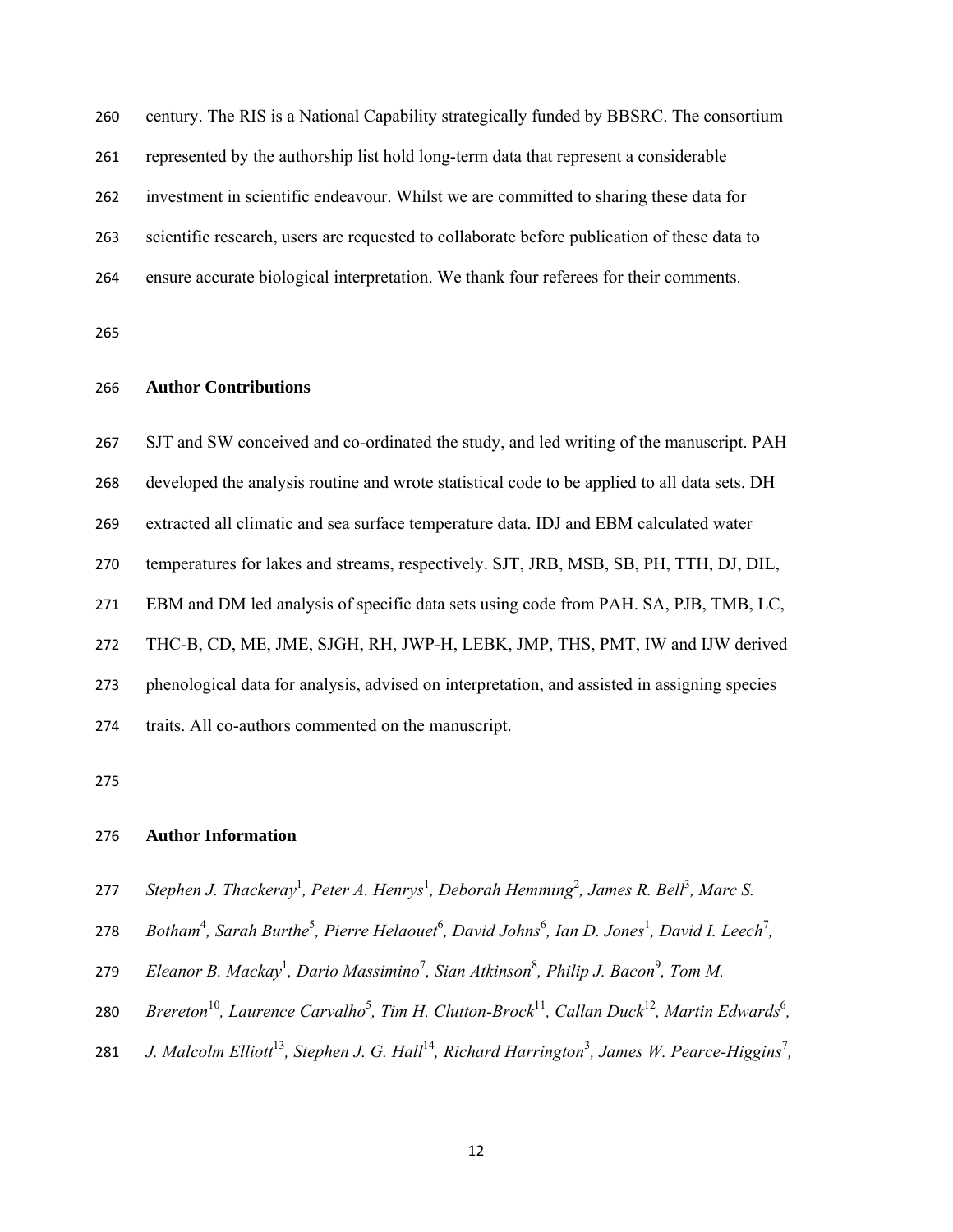century. The RIS is a National Capability strategically funded by BBSRC. The consortium represented by the authorship list hold long-term data that represent a considerable investment in scientific endeavour. Whilst we are committed to sharing these data for scientific research, users are requested to collaborate before publication of these data to ensure accurate biological interpretation. We thank four referees for their comments.

## Author Contributions

SJT and SW conceived and co-ordinated the study, and led writing of the manuscript. PAH developed the analysis routine and wrote statistical code to be applied to all data sets. DH extracted all climatic and sea surface temperature data. IDJ and EBM calculated water temperatures for lakes and streams, respectively. SJT, JRB, MSB, SB, PH, TTH, DJ, DIL, EBM and DM led analysis of specific data sets using code from PAH. SA, PJB, TMB, LC, THC-B, CD, ME, JME, SJGH, RH, JWP-H, LEBK, JMP, THS, PMT, IW and IJW derived phenological data for analysis, advised on interpretation, and assisted in assigning species traits. All co-authors commented on the manuscript.

## Author Information

*Stephen J. Thackeray*[1], *Peter A. Henrys*[1], *Deborah Hemming*[2], *James R. Bell*[3], *Marc S. Botham*[4], *Sarah Burthe*[5], *Pierre Helaouet*[6], *David Johns*[6], *Ian D. Jones*[1], *David I. Leech*[7], *Eleanor B. Mackay*[1], *Dario Massimino*[7], *Sian Atkinson*[8], *Philip J. Bacon*[9], *Tom M. Brereton*[10], *Laurence Carvalho*[5], *Tim H. Clutton-Brock*[11], *Callan Duck*[12], *Martin Edwards*[6], *J. Malcolm Elliott*[13], *Stephen J. G. Hall*[14], *Richard Harrington*[3], *James W. Pearce-Higgins*[7],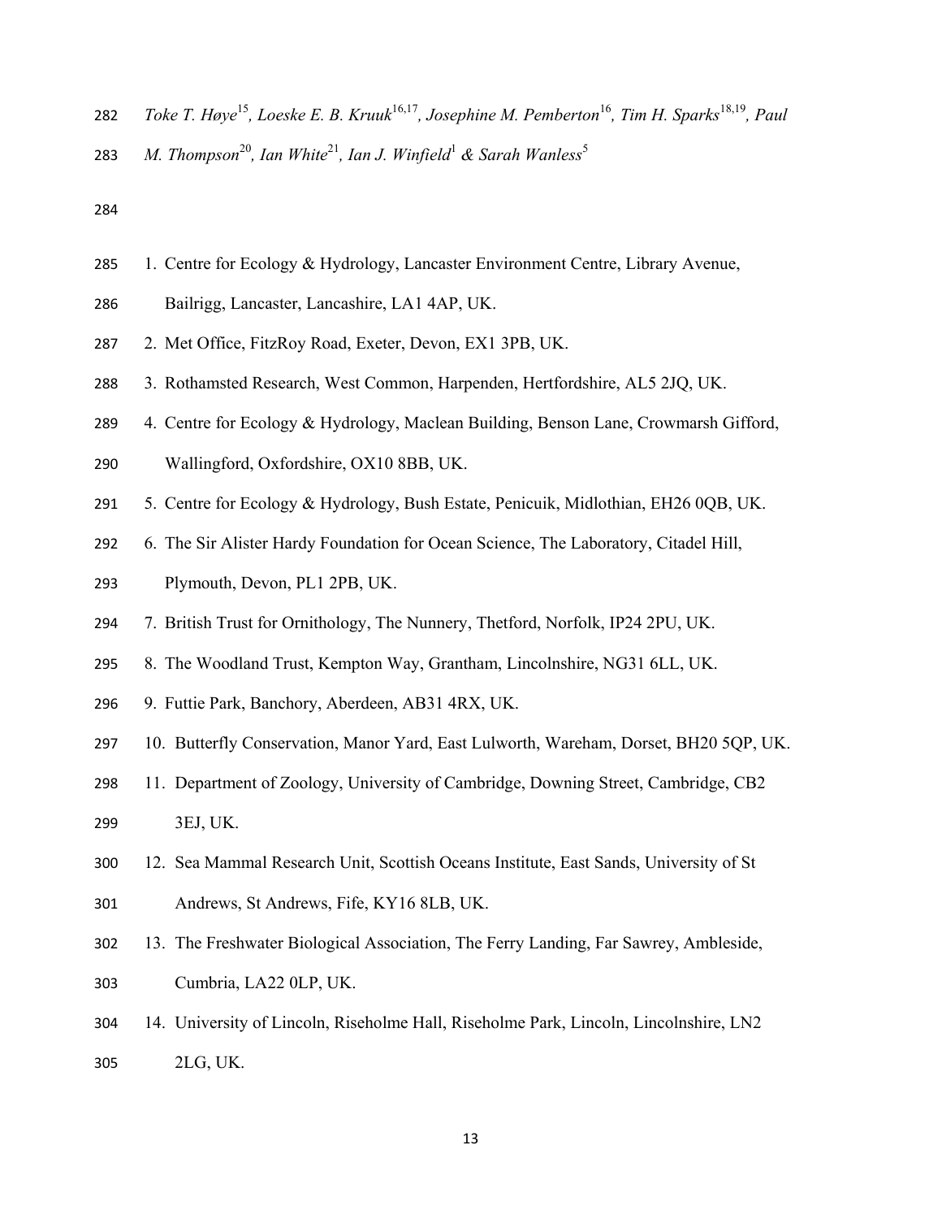*Toke T. Høye*[15]*, Loeske E. B. Kruuk*[16,17]*, Josephine M. Pemberton*[16]*, Tim H. Sparks*[18,19]*, Paul M. Thompson*[20]*, Ian White*[21]*, Ian J. Winfield*[1] *& Sarah Wanless*[5]

1. Centre for Ecology & Hydrology, Lancaster Environment Centre, Library Avenue, Bailrigg, Lancaster, Lancashire, LA1 4AP, UK.
2. Met Office, FitzRoy Road, Exeter, Devon, EX1 3PB, UK.
3. Rothamsted Research, West Common, Harpenden, Hertfordshire, AL5 2JQ, UK.
4. Centre for Ecology & Hydrology, Maclean Building, Benson Lane, Crowmarsh Gifford, Wallingford, Oxfordshire, OX10 8BB, UK.
5. Centre for Ecology & Hydrology, Bush Estate, Penicuik, Midlothian, EH26 0QB, UK.
6. The Sir Alister Hardy Foundation for Ocean Science, The Laboratory, Citadel Hill, Plymouth, Devon, PL1 2PB, UK.
7. British Trust for Ornithology, The Nunnery, Thetford, Norfolk, IP24 2PU, UK.
8. The Woodland Trust, Kempton Way, Grantham, Lincolnshire, NG31 6LL, UK.
9. Futtie Park, Banchory, Aberdeen, AB31 4RX, UK.
10. Butterfly Conservation, Manor Yard, East Lulworth, Wareham, Dorset, BH20 5QP, UK.
11. Department of Zoology, University of Cambridge, Downing Street, Cambridge, CB2 3EJ, UK.
12. Sea Mammal Research Unit, Scottish Oceans Institute, East Sands, University of St Andrews, St Andrews, Fife, KY16 8LB, UK.
13. The Freshwater Biological Association, The Ferry Landing, Far Sawrey, Ambleside, Cumbria, LA22 0LP, UK.
14. University of Lincoln, Riseholme Hall, Riseholme Park, Lincoln, Lincolnshire, LN2 2LG, UK.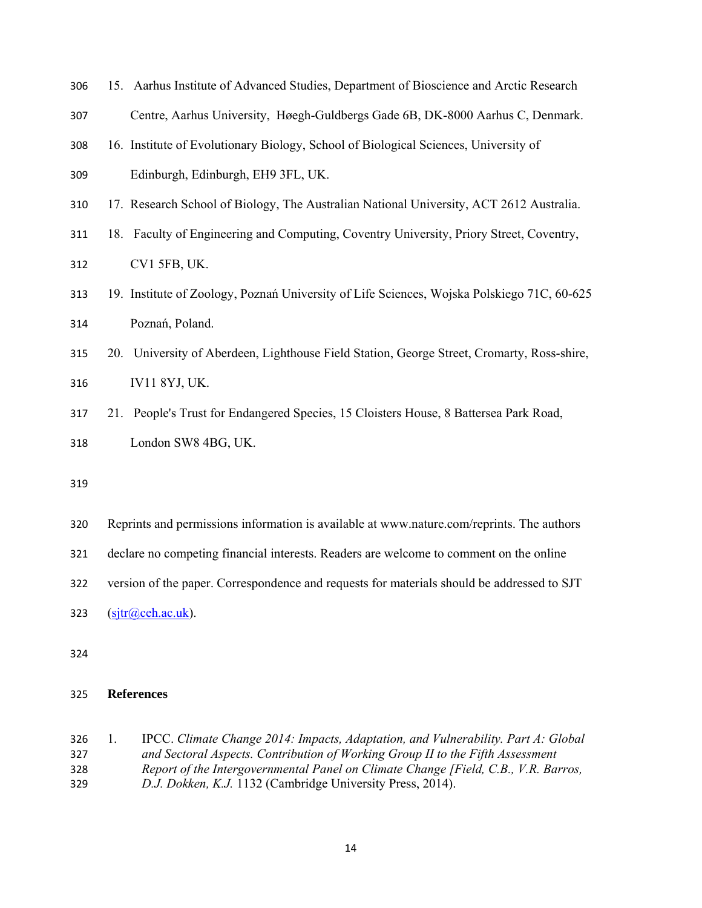15. Aarhus Institute of Advanced Studies, Department of Bioscience and Arctic Research Centre, Aarhus University, Høegh-Guldbergs Gade 6B, DK-8000 Aarhus C, Denmark.
16. Institute of Evolutionary Biology, School of Biological Sciences, University of Edinburgh, Edinburgh, EH9 3FL, UK.
17. Research School of Biology, The Australian National University, ACT 2612 Australia.
18. Faculty of Engineering and Computing, Coventry University, Priory Street, Coventry, CV1 5FB, UK.
19. Institute of Zoology, Poznań University of Life Sciences, Wojska Polskiego 71C, 60-625 Poznań, Poland.
20. University of Aberdeen, Lighthouse Field Station, George Street, Cromarty, Ross-shire, IV11 8YJ, UK.
21. People's Trust for Endangered Species, 15 Cloisters House, 8 Battersea Park Road, London SW8 4BG, UK.

Reprints and permissions information is available at www.nature.com/reprints. The authors declare no competing financial interests. Readers are welcome to comment on the online version of the paper. Correspondence and requests for materials should be addressed to SJT (sjtr@ceh.ac.uk).

## References

1. IPCC. *Climate Change 2014: Impacts, Adaptation, and Vulnerability. Part A: Global and Sectoral Aspects. Contribution of Working Group II to the Fifth Assessment Report of the Intergovernmental Panel on Climate Change [Field, C.B., V.R. Barros, D.J. Dokken, K.J.* 1132 (Cambridge University Press, 2014).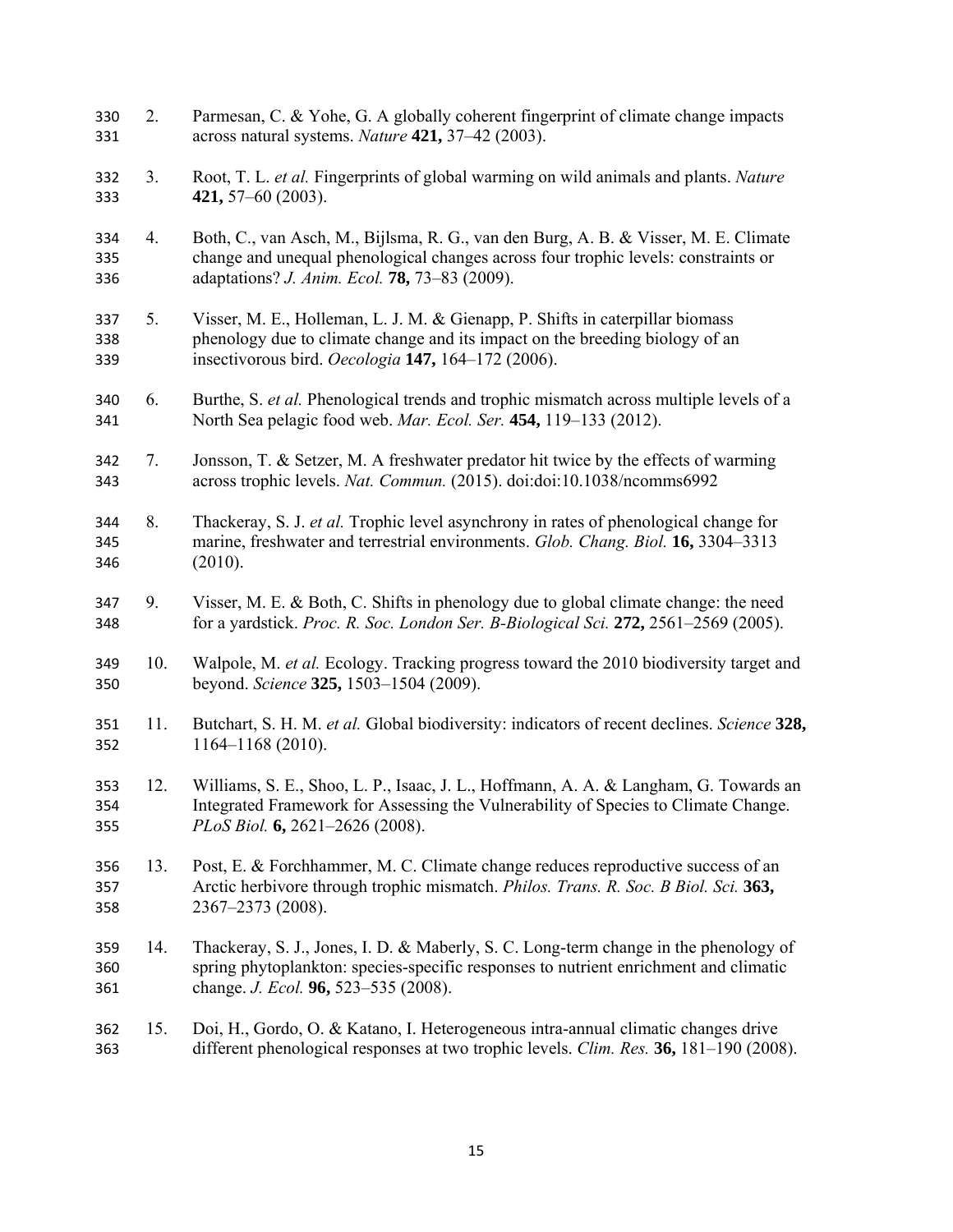2. Parmesan, C. & Yohe, G. A globally coherent fingerprint of climate change impacts across natural systems. *Nature* **421,** 37–42 (2003).

3. Root, T. L. *et al.* Fingerprints of global warming on wild animals and plants. *Nature* **421,** 57–60 (2003).

4. Both, C., van Asch, M., Bijlsma, R. G., van den Burg, A. B. & Visser, M. E. Climate change and unequal phenological changes across four trophic levels: constraints or adaptations? *J. Anim. Ecol.* **78,** 73–83 (2009).

5. Visser, M. E., Holleman, L. J. M. & Gienapp, P. Shifts in caterpillar biomass phenology due to climate change and its impact on the breeding biology of an insectivorous bird. *Oecologia* **147,** 164–172 (2006).

6. Burthe, S. *et al.* Phenological trends and trophic mismatch across multiple levels of a North Sea pelagic food web. *Mar. Ecol. Ser.* **454,** 119–133 (2012).

7. Jonsson, T. & Setzer, M. A freshwater predator hit twice by the effects of warming across trophic levels. *Nat. Commun.* (2015). doi:doi:10.1038/ncomms6992

8. Thackeray, S. J. *et al.* Trophic level asynchrony in rates of phenological change for marine, freshwater and terrestrial environments. *Glob. Chang. Biol.* **16,** 3304–3313 (2010).

9. Visser, M. E. & Both, C. Shifts in phenology due to global climate change: the need for a yardstick. *Proc. R. Soc. London Ser. B-Biological Sci.* **272,** 2561–2569 (2005).

10. Walpole, M. *et al.* Ecology. Tracking progress toward the 2010 biodiversity target and beyond. *Science* **325,** 1503–1504 (2009).

11. Butchart, S. H. M. *et al.* Global biodiversity: indicators of recent declines. *Science* **328,** 1164–1168 (2010).

12. Williams, S. E., Shoo, L. P., Isaac, J. L., Hoffmann, A. A. & Langham, G. Towards an Integrated Framework for Assessing the Vulnerability of Species to Climate Change. *PLoS Biol.* **6,** 2621–2626 (2008).

13. Post, E. & Forchhammer, M. C. Climate change reduces reproductive success of an Arctic herbivore through trophic mismatch. *Philos. Trans. R. Soc. B Biol. Sci.* **363,** 2367–2373 (2008).

14. Thackeray, S. J., Jones, I. D. & Maberly, S. C. Long-term change in the phenology of spring phytoplankton: species-specific responses to nutrient enrichment and climatic change. *J. Ecol.* **96,** 523–535 (2008).

15. Doi, H., Gordo, O. & Katano, I. Heterogeneous intra-annual climatic changes drive different phenological responses at two trophic levels. *Clim. Res.* **36,** 181–190 (2008).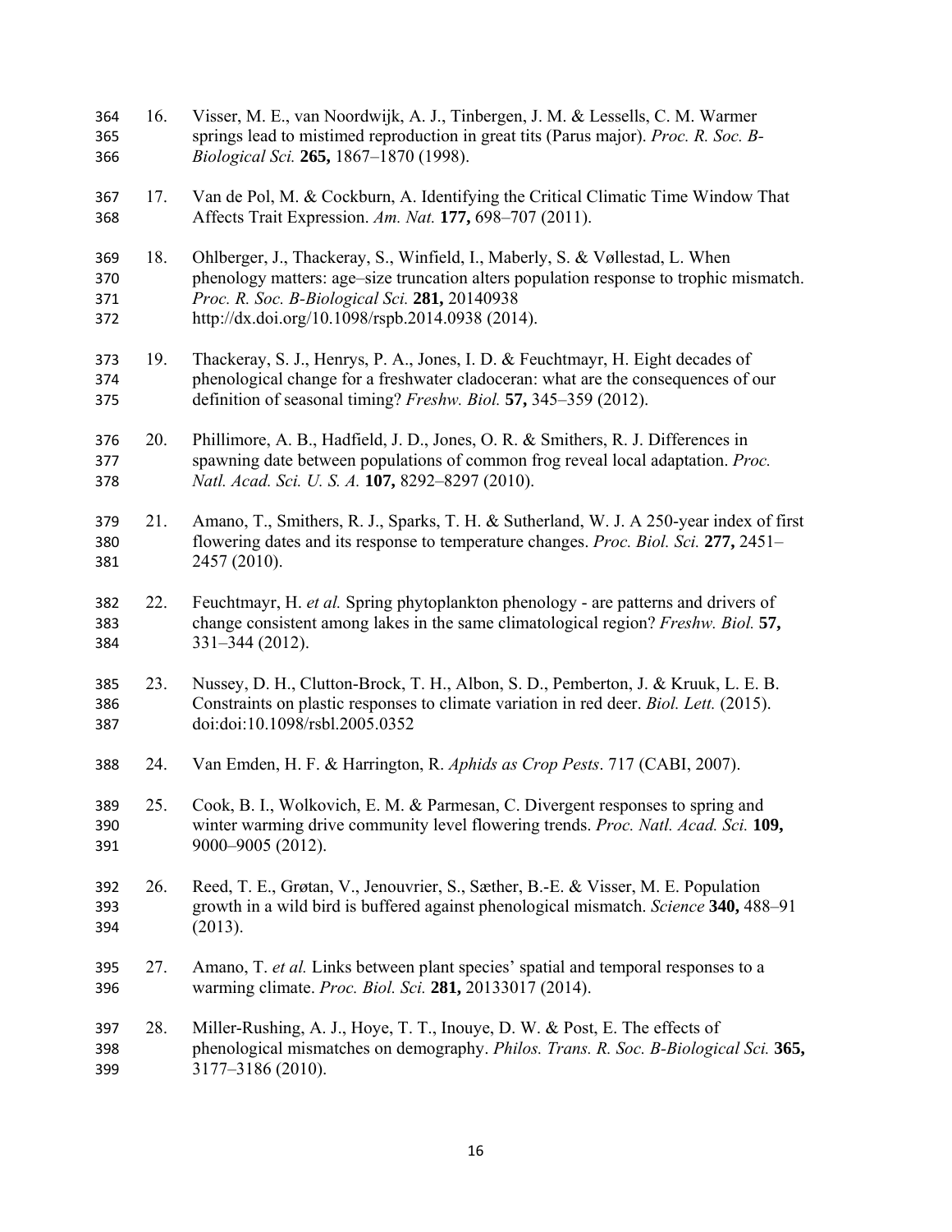16. Visser, M. E., van Noordwijk, A. J., Tinbergen, J. M. & Lessells, C. M. Warmer springs lead to mistimed reproduction in great tits (Parus major). *Proc. R. Soc. B-Biological Sci.* **265,** 1867–1870 (1998).

17. Van de Pol, M. & Cockburn, A. Identifying the Critical Climatic Time Window That Affects Trait Expression. *Am. Nat.* **177,** 698–707 (2011).

18. Ohlberger, J., Thackeray, S., Winfield, I., Maberly, S. & Vøllestad, L. When phenology matters: age–size truncation alters population response to trophic mismatch. *Proc. R. Soc. B-Biological Sci.* **281,** 20140938 http://dx.doi.org/10.1098/rspb.2014.0938 (2014).

19. Thackeray, S. J., Henrys, P. A., Jones, I. D. & Feuchtmayr, H. Eight decades of phenological change for a freshwater cladoceran: what are the consequences of our definition of seasonal timing? *Freshw. Biol.* **57,** 345–359 (2012).

20. Phillimore, A. B., Hadfield, J. D., Jones, O. R. & Smithers, R. J. Differences in spawning date between populations of common frog reveal local adaptation. *Proc. Natl. Acad. Sci. U. S. A.* **107,** 8292–8297 (2010).

21. Amano, T., Smithers, R. J., Sparks, T. H. & Sutherland, W. J. A 250-year index of first flowering dates and its response to temperature changes. *Proc. Biol. Sci.* **277,** 2451–2457 (2010).

22. Feuchtmayr, H. *et al.* Spring phytoplankton phenology - are patterns and drivers of change consistent among lakes in the same climatological region? *Freshw. Biol.* **57,** 331–344 (2012).

23. Nussey, D. H., Clutton-Brock, T. H., Albon, S. D., Pemberton, J. & Kruuk, L. E. B. Constraints on plastic responses to climate variation in red deer. *Biol. Lett.* (2015). doi:doi:10.1098/rsbl.2005.0352

24. Van Emden, H. F. & Harrington, R. *Aphids as Crop Pests*. 717 (CABI, 2007).

25. Cook, B. I., Wolkovich, E. M. & Parmesan, C. Divergent responses to spring and winter warming drive community level flowering trends. *Proc. Natl. Acad. Sci.* **109,** 9000–9005 (2012).

26. Reed, T. E., Grøtan, V., Jenouvrier, S., Sæther, B.-E. & Visser, M. E. Population growth in a wild bird is buffered against phenological mismatch. *Science* **340,** 488–91 (2013).

27. Amano, T. *et al.* Links between plant species' spatial and temporal responses to a warming climate. *Proc. Biol. Sci.* **281,** 20133017 (2014).

28. Miller-Rushing, A. J., Hoye, T. T., Inouye, D. W. & Post, E. The effects of phenological mismatches on demography. *Philos. Trans. R. Soc. B-Biological Sci.* **365,** 3177–3186 (2010).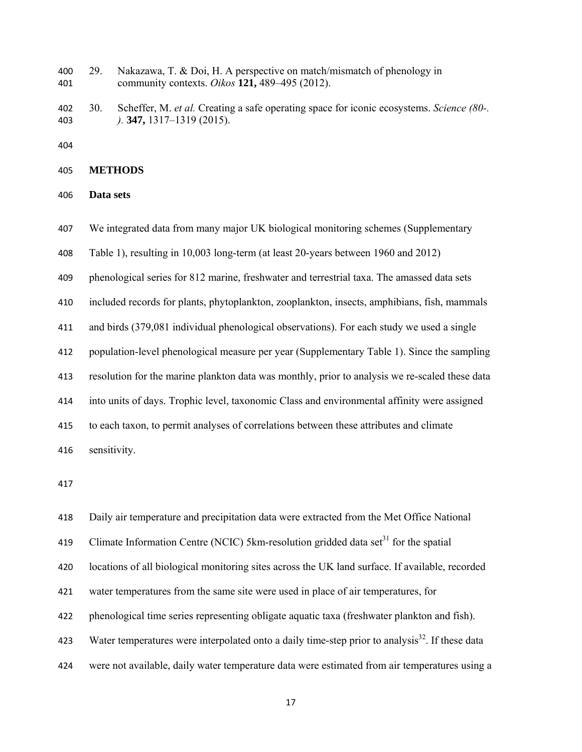29. Nakazawa, T. & Doi, H. A perspective on match/mismatch of phenology in community contexts. *Oikos* **121,** 489–495 (2012).

30. Scheffer, M. *et al.* Creating a safe operating space for iconic ecosystems. *Science (80-. ).* **347,** 1317–1319 (2015).

## METHODS

### Data sets

We integrated data from many major UK biological monitoring schemes (Supplementary Table 1), resulting in 10,003 long-term (at least 20-years between 1960 and 2012) phenological series for 812 marine, freshwater and terrestrial taxa. The amassed data sets included records for plants, phytoplankton, zooplankton, insects, amphibians, fish, mammals and birds (379,081 individual phenological observations). For each study we used a single population-level phenological measure per year (Supplementary Table 1). Since the sampling resolution for the marine plankton data was monthly, prior to analysis we re-scaled these data into units of days. Trophic level, taxonomic Class and environmental affinity were assigned to each taxon, to permit analyses of correlations between these attributes and climate sensitivity.

Daily air temperature and precipitation data were extracted from the Met Office National Climate Information Centre (NCIC) 5km-resolution gridded data set[31] for the spatial locations of all biological monitoring sites across the UK land surface. If available, recorded water temperatures from the same site were used in place of air temperatures, for phenological time series representing obligate aquatic taxa (freshwater plankton and fish). Water temperatures were interpolated onto a daily time-step prior to analysis[32]. If these data were not available, daily water temperature data were estimated from air temperatures using a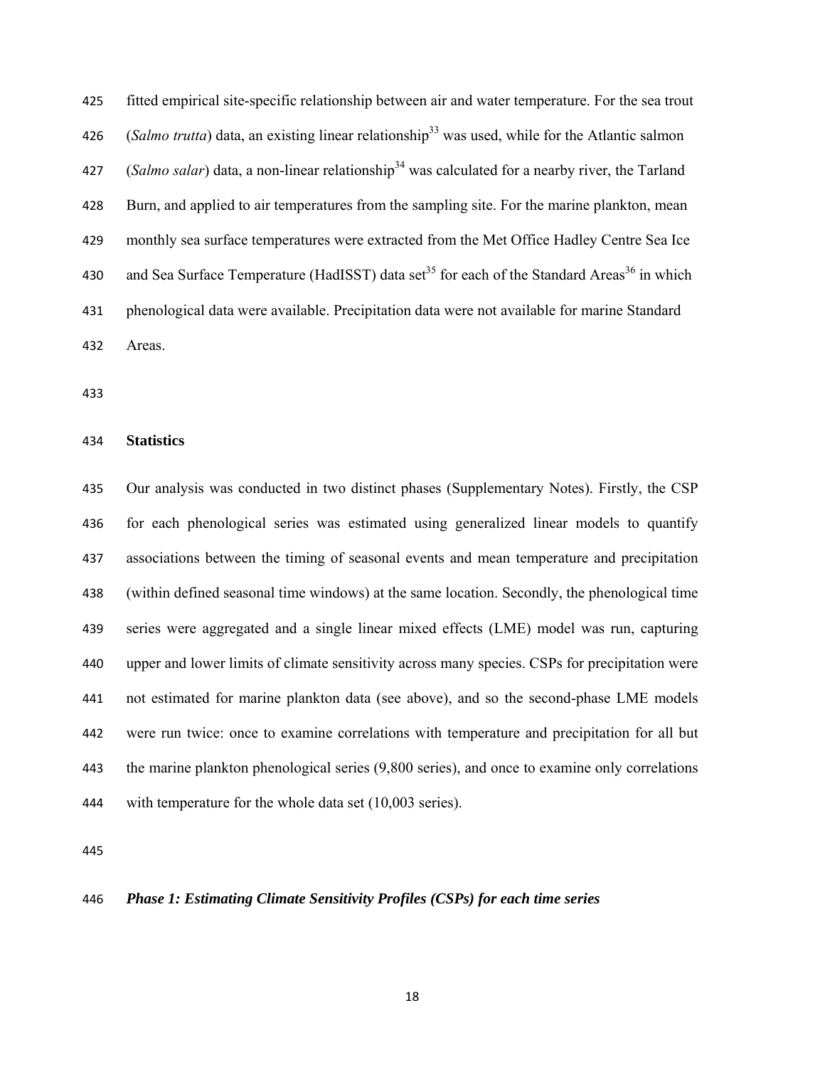fitted empirical site-specific relationship between air and water temperature. For the sea trout (*Salmo trutta*) data, an existing linear relationship[33] was used, while for the Atlantic salmon (*Salmo salar*) data, a non-linear relationship[34] was calculated for a nearby river, the Tarland Burn, and applied to air temperatures from the sampling site. For the marine plankton, mean monthly sea surface temperatures were extracted from the Met Office Hadley Centre Sea Ice and Sea Surface Temperature (HadISST) data set[35] for each of the Standard Areas[36] in which phenological data were available. Precipitation data were not available for marine Standard Areas.

## Statistics

Our analysis was conducted in two distinct phases (Supplementary Notes). Firstly, the CSP for each phenological series was estimated using generalized linear models to quantify associations between the timing of seasonal events and mean temperature and precipitation (within defined seasonal time windows) at the same location. Secondly, the phenological time series were aggregated and a single linear mixed effects (LME) model was run, capturing upper and lower limits of climate sensitivity across many species. CSPs for precipitation were not estimated for marine plankton data (see above), and so the second-phase LME models were run twice: once to examine correlations with temperature and precipitation for all but the marine plankton phenological series (9,800 series), and once to examine only correlations with temperature for the whole data set (10,003 series).

### *Phase 1: Estimating Climate Sensitivity Profiles (CSPs) for each time series*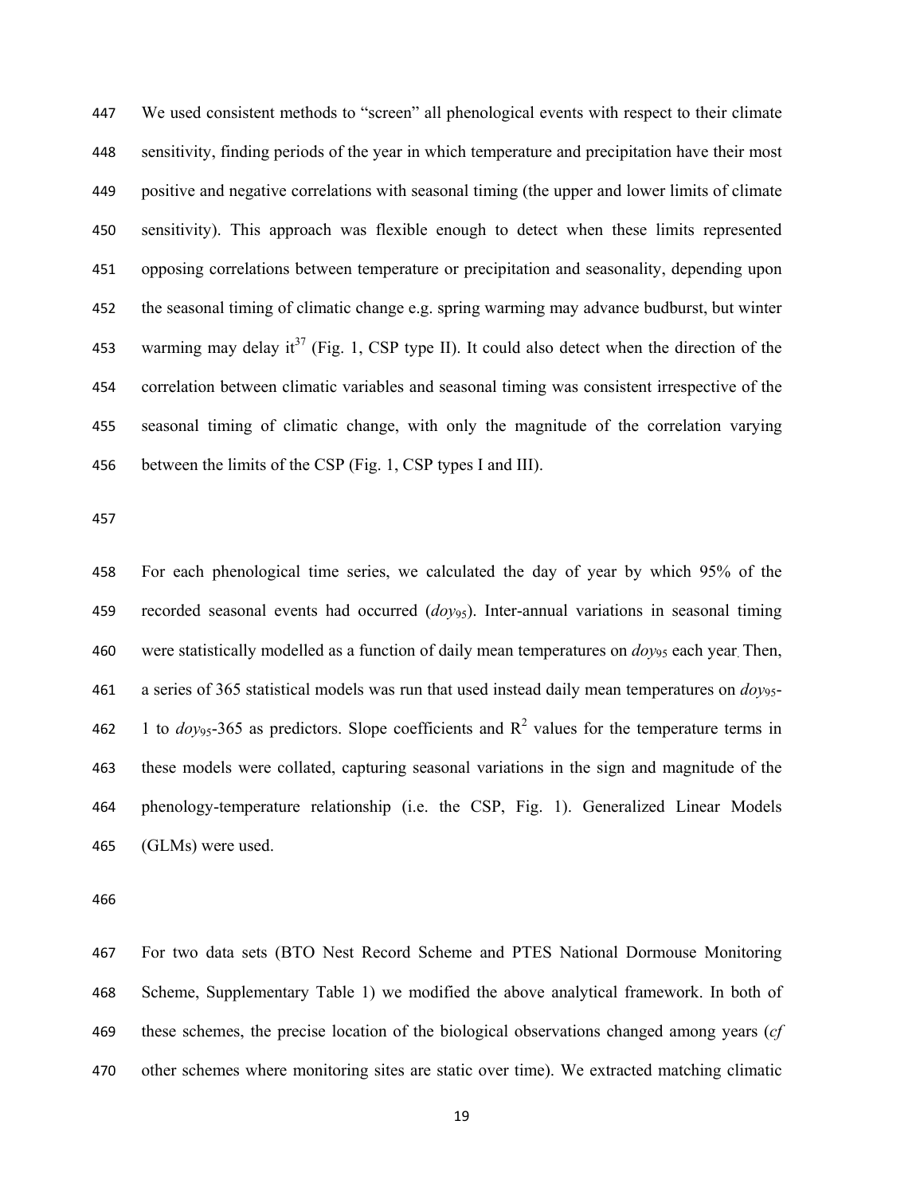We used consistent methods to "screen" all phenological events with respect to their climate sensitivity, finding periods of the year in which temperature and precipitation have their most positive and negative correlations with seasonal timing (the upper and lower limits of climate sensitivity). This approach was flexible enough to detect when these limits represented opposing correlations between temperature or precipitation and seasonality, depending upon the seasonal timing of climatic change e.g. spring warming may advance budburst, but winter warming may delay it[37] (Fig. 1, CSP type II). It could also detect when the direction of the correlation between climatic variables and seasonal timing was consistent irrespective of the seasonal timing of climatic change, with only the magnitude of the correlation varying between the limits of the CSP (Fig. 1, CSP types I and III).

For each phenological time series, we calculated the day of year by which 95% of the recorded seasonal events had occurred ($doy_{95}$). Inter-annual variations in seasonal timing were statistically modelled as a function of daily mean temperatures on $doy_{95}$ each year. Then, a series of 365 statistical models was run that used instead daily mean temperatures on $doy_{95}$-1 to $doy_{95}$-365 as predictors. Slope coefficients and $R^2$ values for the temperature terms in these models were collated, capturing seasonal variations in the sign and magnitude of the phenology-temperature relationship (i.e. the CSP, Fig. 1). Generalized Linear Models (GLMs) were used.

For two data sets (BTO Nest Record Scheme and PTES National Dormouse Monitoring Scheme, Supplementary Table 1) we modified the above analytical framework. In both of these schemes, the precise location of the biological observations changed among years (*cf* other schemes where monitoring sites are static over time). We extracted matching climatic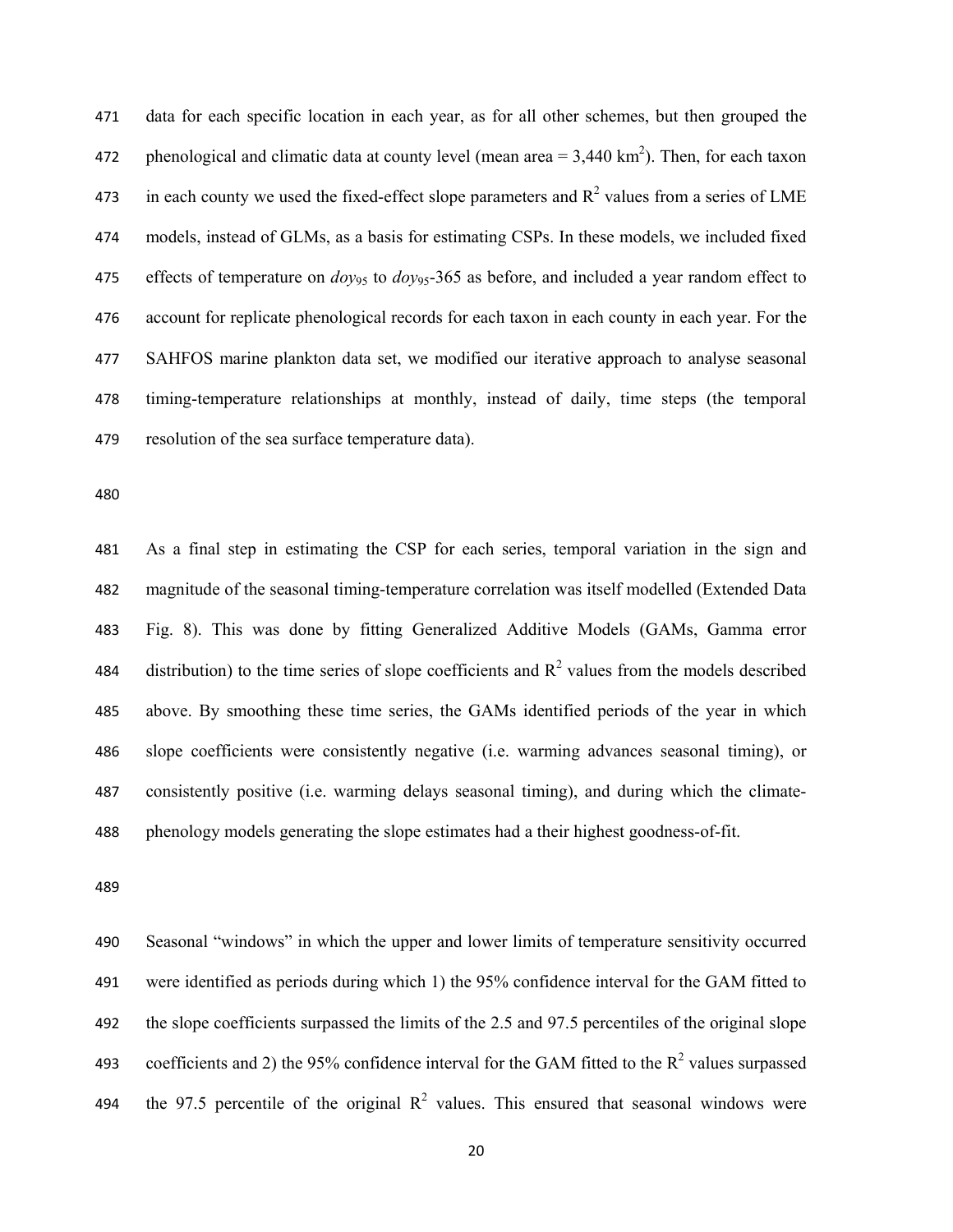data for each specific location in each year, as for all other schemes, but then grouped the phenological and climatic data at county level (mean area = 3,440 km$^2$). Then, for each taxon in each county we used the fixed-effect slope parameters and $R^2$ values from a series of LME models, instead of GLMs, as a basis for estimating CSPs. In these models, we included fixed effects of temperature on $doy_{95}$ to $doy_{95}$-365 as before, and included a year random effect to account for replicate phenological records for each taxon in each county in each year. For the SAHFOS marine plankton data set, we modified our iterative approach to analyse seasonal timing-temperature relationships at monthly, instead of daily, time steps (the temporal resolution of the sea surface temperature data).

As a final step in estimating the CSP for each series, temporal variation in the sign and magnitude of the seasonal timing-temperature correlation was itself modelled (Extended Data Fig. 8). This was done by fitting Generalized Additive Models (GAMs, Gamma error distribution) to the time series of slope coefficients and $R^2$ values from the models described above. By smoothing these time series, the GAMs identified periods of the year in which slope coefficients were consistently negative (i.e. warming advances seasonal timing), or consistently positive (i.e. warming delays seasonal timing), and during which the climate-phenology models generating the slope estimates had a their highest goodness-of-fit.

Seasonal "windows" in which the upper and lower limits of temperature sensitivity occurred were identified as periods during which 1) the 95% confidence interval for the GAM fitted to the slope coefficients surpassed the limits of the 2.5 and 97.5 percentiles of the original slope coefficients and 2) the 95% confidence interval for the GAM fitted to the $R^2$ values surpassed the 97.5 percentile of the original $R^2$ values. This ensured that seasonal windows were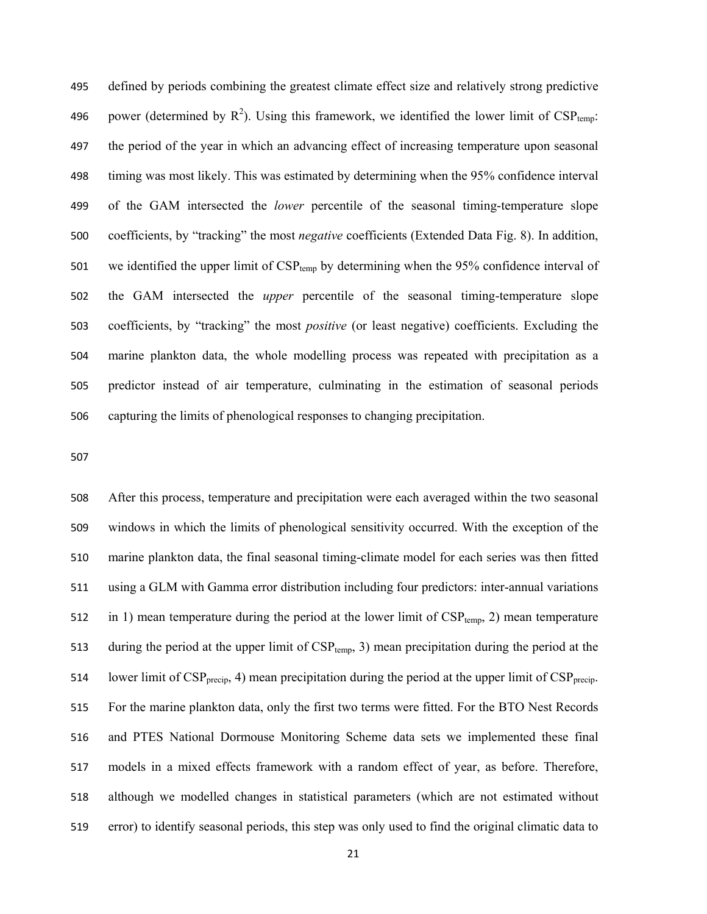defined by periods combining the greatest climate effect size and relatively strong predictive power (determined by $R^2$). Using this framework, we identified the lower limit of $CSP_{temp}$: the period of the year in which an advancing effect of increasing temperature upon seasonal timing was most likely. This was estimated by determining when the 95% confidence interval of the GAM intersected the *lower* percentile of the seasonal timing-temperature slope coefficients, by "tracking" the most *negative* coefficients (Extended Data Fig. 8). In addition, we identified the upper limit of $CSP_{temp}$ by determining when the 95% confidence interval of the GAM intersected the *upper* percentile of the seasonal timing-temperature slope coefficients, by "tracking" the most *positive* (or least negative) coefficients. Excluding the marine plankton data, the whole modelling process was repeated with precipitation as a predictor instead of air temperature, culminating in the estimation of seasonal periods capturing the limits of phenological responses to changing precipitation.

After this process, temperature and precipitation were each averaged within the two seasonal windows in which the limits of phenological sensitivity occurred. With the exception of the marine plankton data, the final seasonal timing-climate model for each series was then fitted using a GLM with Gamma error distribution including four predictors: inter-annual variations in 1) mean temperature during the period at the lower limit of $CSP_{temp}$, 2) mean temperature during the period at the upper limit of $CSP_{temp}$, 3) mean precipitation during the period at the lower limit of $CSP_{precip}$, 4) mean precipitation during the period at the upper limit of $CSP_{precip}$. For the marine plankton data, only the first two terms were fitted. For the BTO Nest Records and PTES National Dormouse Monitoring Scheme data sets we implemented these final models in a mixed effects framework with a random effect of year, as before. Therefore, although we modelled changes in statistical parameters (which are not estimated without error) to identify seasonal periods, this step was only used to find the original climatic data to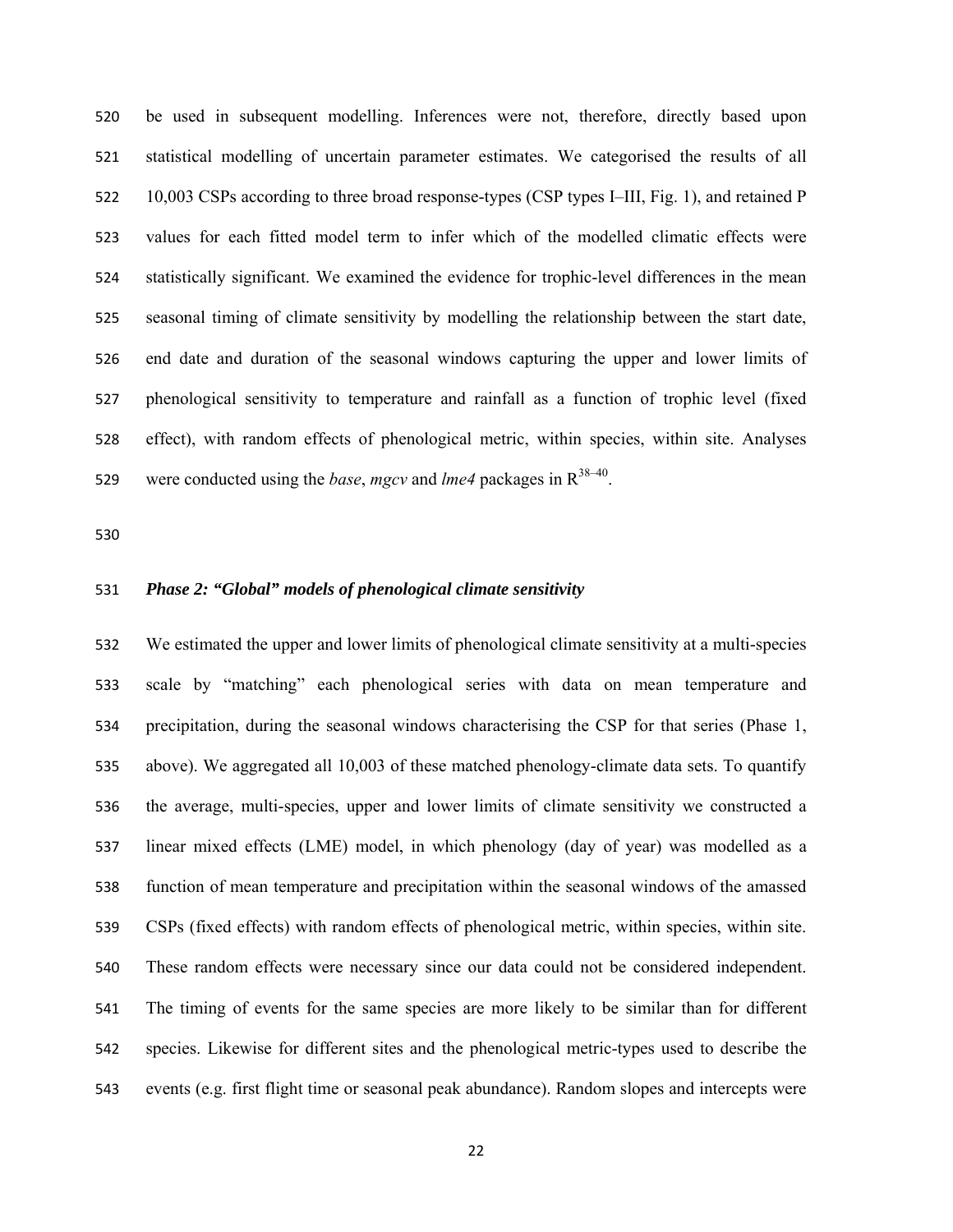be used in subsequent modelling. Inferences were not, therefore, directly based upon statistical modelling of uncertain parameter estimates. We categorised the results of all 10,003 CSPs according to three broad response-types (CSP types I–III, Fig. 1), and retained P values for each fitted model term to infer which of the modelled climatic effects were statistically significant. We examined the evidence for trophic-level differences in the mean seasonal timing of climate sensitivity by modelling the relationship between the start date, end date and duration of the seasonal windows capturing the upper and lower limits of phenological sensitivity to temperature and rainfall as a function of trophic level (fixed effect), with random effects of phenological metric, within species, within site. Analyses were conducted using the *base*, *mgcv* and *lme4* packages in R[38–40].

### *Phase 2: "Global" models of phenological climate sensitivity*

We estimated the upper and lower limits of phenological climate sensitivity at a multi-species scale by "matching" each phenological series with data on mean temperature and precipitation, during the seasonal windows characterising the CSP for that series (Phase 1, above). We aggregated all 10,003 of these matched phenology-climate data sets. To quantify the average, multi-species, upper and lower limits of climate sensitivity we constructed a linear mixed effects (LME) model, in which phenology (day of year) was modelled as a function of mean temperature and precipitation within the seasonal windows of the amassed CSPs (fixed effects) with random effects of phenological metric, within species, within site. These random effects were necessary since our data could not be considered independent. The timing of events for the same species are more likely to be similar than for different species. Likewise for different sites and the phenological metric-types used to describe the events (e.g. first flight time or seasonal peak abundance). Random slopes and intercepts were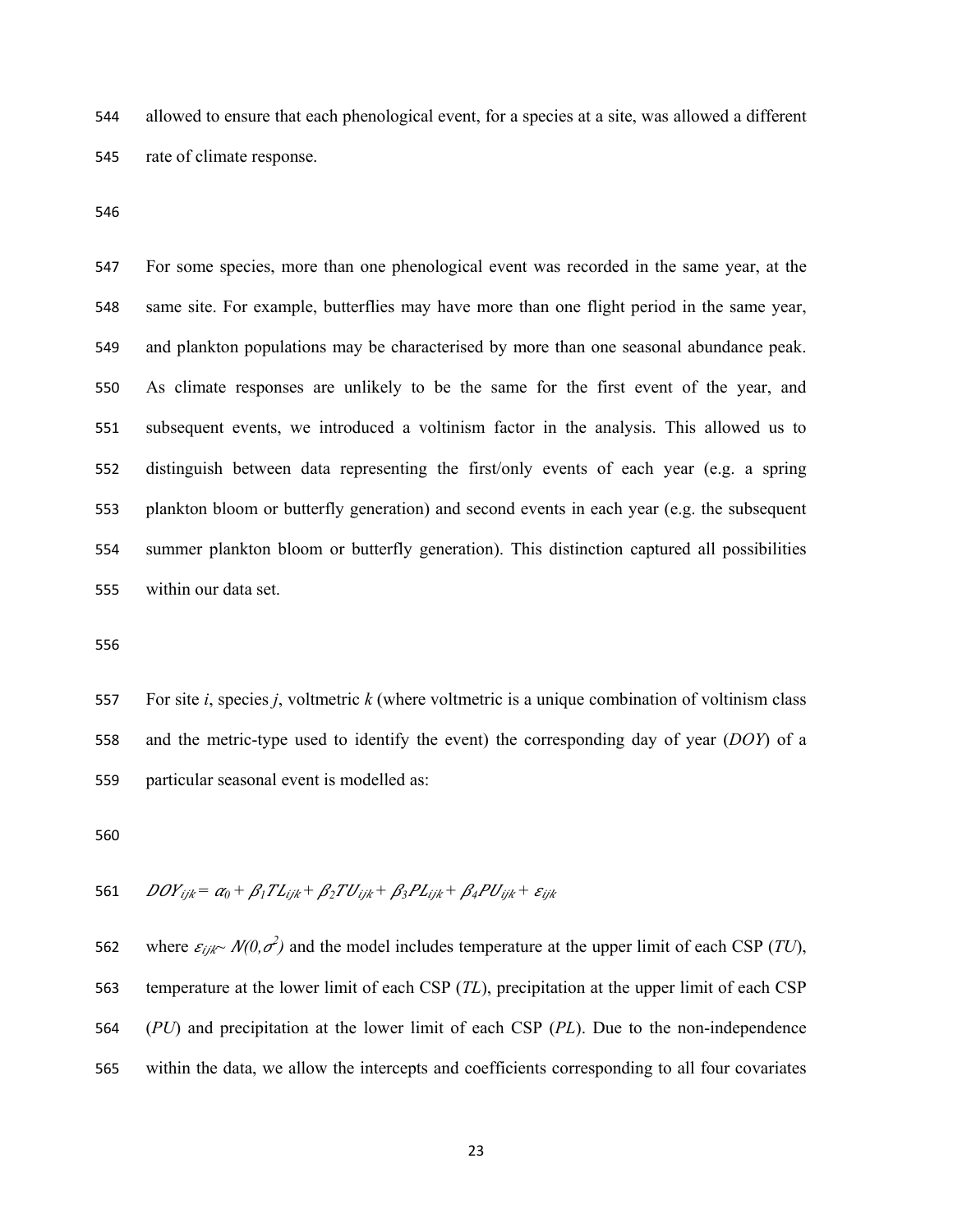allowed to ensure that each phenological event, for a species at a site, was allowed a different rate of climate response.

For some species, more than one phenological event was recorded in the same year, at the same site. For example, butterflies may have more than one flight period in the same year, and plankton populations may be characterised by more than one seasonal abundance peak. As climate responses are unlikely to be the same for the first event of the year, and subsequent events, we introduced a voltinism factor in the analysis. This allowed us to distinguish between data representing the first/only events of each year (e.g. a spring plankton bloom or butterfly generation) and second events in each year (e.g. the subsequent summer plankton bloom or butterfly generation). This distinction captured all possibilities within our data set.

For site *i*, species *j*, voltmetric *k* (where voltmetric is a unique combination of voltinism class and the metric-type used to identify the event) the corresponding day of year (*DOY*) of a particular seasonal event is modelled as:

$$DOY_{ijk} = \alpha_0 + \beta_1 TL_{ijk} + \beta_2 TU_{ijk} + \beta_3 PL_{ijk} + \beta_4 PU_{ijk} + \varepsilon_{ijk}$$

where $\varepsilon_{ijk} \sim N(0,\sigma^2)$ and the model includes temperature at the upper limit of each CSP (*TU*), temperature at the lower limit of each CSP (*TL*), precipitation at the upper limit of each CSP (*PU*) and precipitation at the lower limit of each CSP (*PL*). Due to the non-independence within the data, we allow the intercepts and coefficients corresponding to all four covariates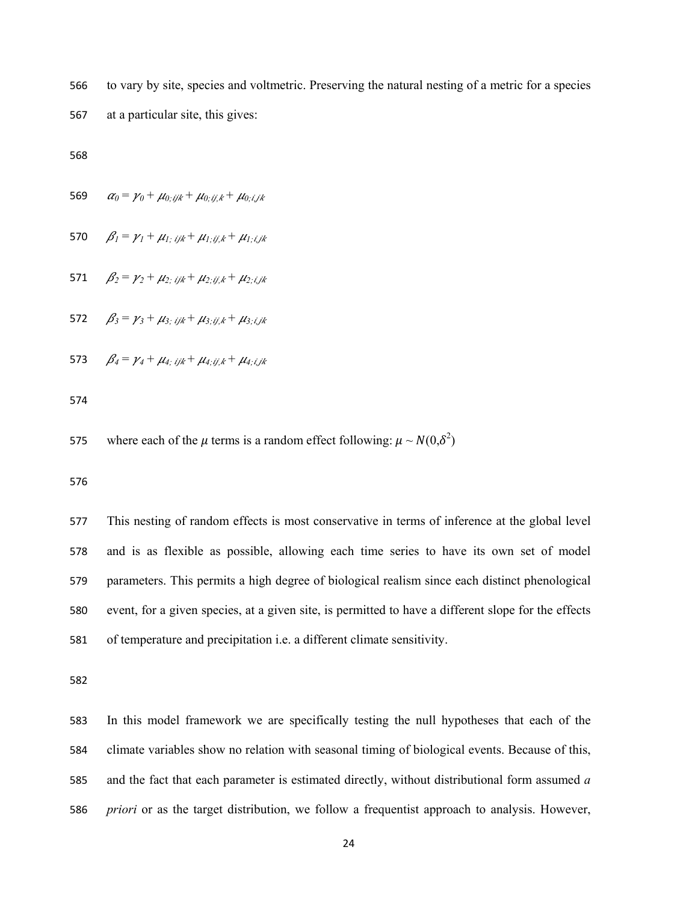to vary by site, species and voltmetric. Preserving the natural nesting of a metric for a species at a particular site, this gives:

$$\alpha_0 = \gamma_0 + \mu_{0;ijk} + \mu_{0;ij,k} + \mu_{0;i,jk}$$

$$\beta_1 = \gamma_1 + \mu_{1;\,ijk} + \mu_{1;ij,k} + \mu_{1;i,jk}$$

$$\beta_2 = \gamma_2 + \mu_{2;\,ijk} + \mu_{2;ij,k} + \mu_{2;i,jk}$$

$$\beta_3 = \gamma_3 + \mu_{3;\,ijk} + \mu_{3;ij,k} + \mu_{3;i,jk}$$

$$\beta_4 = \gamma_4 + \mu_{4;\,ijk} + \mu_{4;ij,k} + \mu_{4;i,jk}$$

where each of the $\mu$ terms is a random effect following: $\mu \sim N(0,\delta^2)$

This nesting of random effects is most conservative in terms of inference at the global level and is as flexible as possible, allowing each time series to have its own set of model parameters. This permits a high degree of biological realism since each distinct phenological event, for a given species, at a given site, is permitted to have a different slope for the effects of temperature and precipitation i.e. a different climate sensitivity.

In this model framework we are specifically testing the null hypotheses that each of the climate variables show no relation with seasonal timing of biological events. Because of this, and the fact that each parameter is estimated directly, without distributional form assumed *a priori* or as the target distribution, we follow a frequentist approach to analysis. However,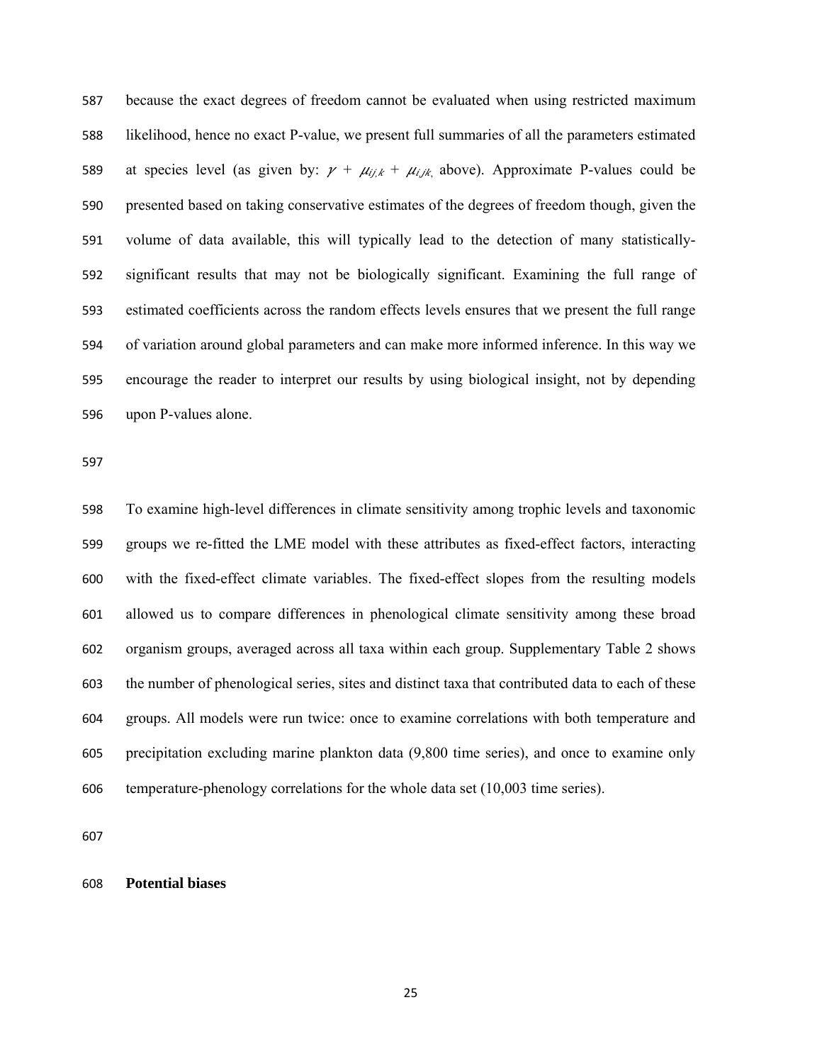because the exact degrees of freedom cannot be evaluated when using restricted maximum likelihood, hence no exact P-value, we present full summaries of all the parameters estimated at species level (as given by: $\gamma + \mu_{ij,k} + \mu_{i,jk,}$ above). Approximate P-values could be presented based on taking conservative estimates of the degrees of freedom though, given the volume of data available, this will typically lead to the detection of many statistically-significant results that may not be biologically significant. Examining the full range of estimated coefficients across the random effects levels ensures that we present the full range of variation around global parameters and can make more informed inference. In this way we encourage the reader to interpret our results by using biological insight, not by depending upon P-values alone.

To examine high-level differences in climate sensitivity among trophic levels and taxonomic groups we re-fitted the LME model with these attributes as fixed-effect factors, interacting with the fixed-effect climate variables. The fixed-effect slopes from the resulting models allowed us to compare differences in phenological climate sensitivity among these broad organism groups, averaged across all taxa within each group. Supplementary Table 2 shows the number of phenological series, sites and distinct taxa that contributed data to each of these groups. All models were run twice: once to examine correlations with both temperature and precipitation excluding marine plankton data (9,800 time series), and once to examine only temperature-phenology correlations for the whole data set (10,003 time series).

**Potential biases**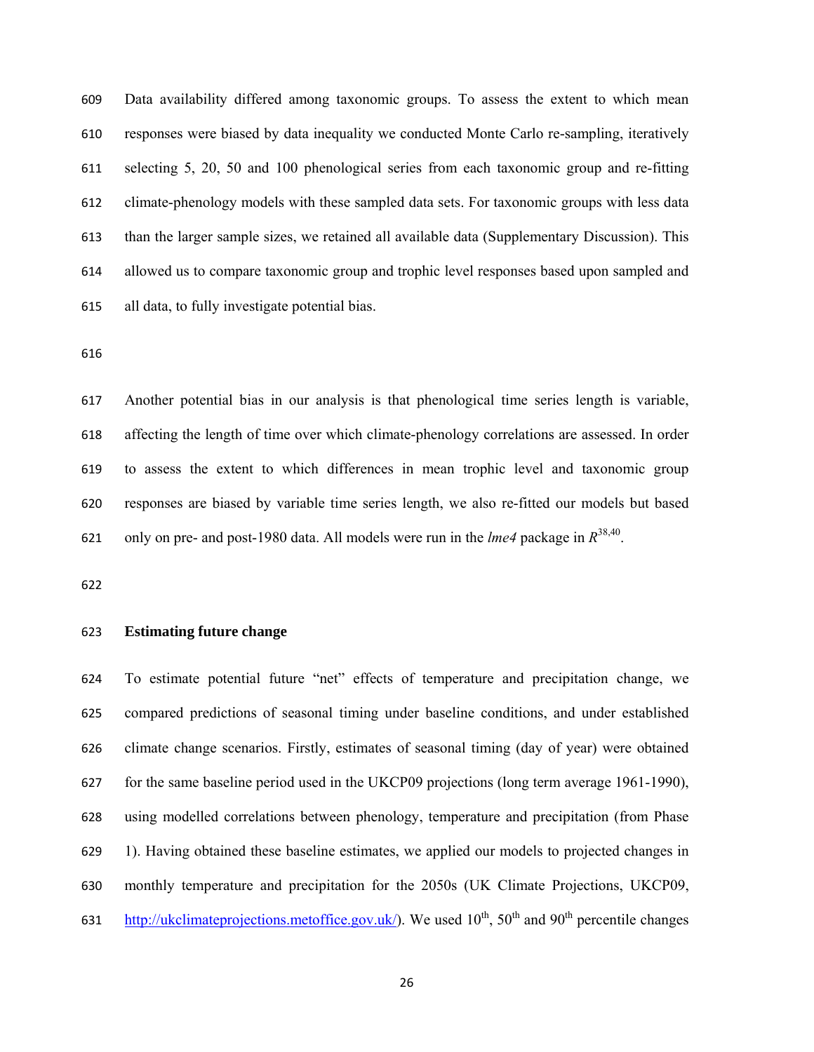Data availability differed among taxonomic groups. To assess the extent to which mean responses were biased by data inequality we conducted Monte Carlo re-sampling, iteratively selecting 5, 20, 50 and 100 phenological series from each taxonomic group and re-fitting climate-phenology models with these sampled data sets. For taxonomic groups with less data than the larger sample sizes, we retained all available data (Supplementary Discussion). This allowed us to compare taxonomic group and trophic level responses based upon sampled and all data, to fully investigate potential bias.

Another potential bias in our analysis is that phenological time series length is variable, affecting the length of time over which climate-phenology correlations are assessed. In order to assess the extent to which differences in mean trophic level and taxonomic group responses are biased by variable time series length, we also re-fitted our models but based only on pre- and post-1980 data. All models were run in the *lme4* package in *R*[38,40].

## Estimating future change

To estimate potential future "net" effects of temperature and precipitation change, we compared predictions of seasonal timing under baseline conditions, and under established climate change scenarios. Firstly, estimates of seasonal timing (day of year) were obtained for the same baseline period used in the UKCP09 projections (long term average 1961-1990), using modelled correlations between phenology, temperature and precipitation (from Phase 1). Having obtained these baseline estimates, we applied our models to projected changes in monthly temperature and precipitation for the 2050s (UK Climate Projections, UKCP09, http://ukclimateprojections.metoffice.gov.uk/). We used 10$^{th}$, 50$^{th}$ and 90$^{th}$ percentile changes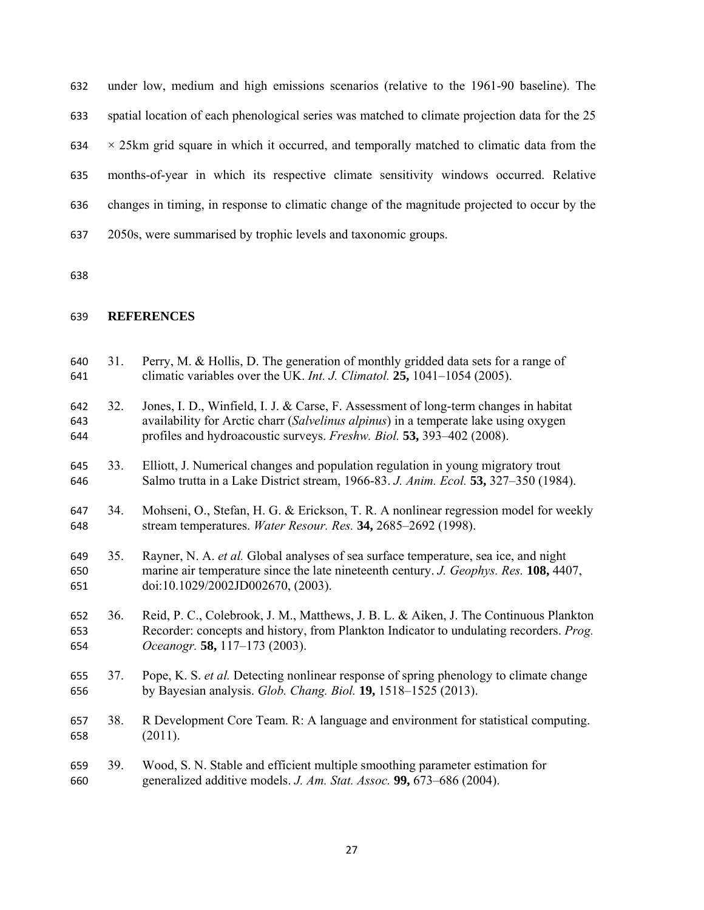under low, medium and high emissions scenarios (relative to the 1961-90 baseline). The spatial location of each phenological series was matched to climate projection data for the 25 × 25km grid square in which it occurred, and temporally matched to climatic data from the months-of-year in which its respective climate sensitivity windows occurred. Relative changes in timing, in response to climatic change of the magnitude projected to occur by the 2050s, were summarised by trophic levels and taxonomic groups.

## REFERENCES

31. Perry, M. & Hollis, D. The generation of monthly gridded data sets for a range of climatic variables over the UK. *Int. J. Climatol.* **25,** 1041–1054 (2005).

32. Jones, I. D., Winfield, I. J. & Carse, F. Assessment of long-term changes in habitat availability for Arctic charr (*Salvelinus alpinus*) in a temperate lake using oxygen profiles and hydroacoustic surveys. *Freshw. Biol.* **53,** 393–402 (2008).

33. Elliott, J. Numerical changes and population regulation in young migratory trout Salmo trutta in a Lake District stream, 1966-83. *J. Anim. Ecol.* **53,** 327–350 (1984).

34. Mohseni, O., Stefan, H. G. & Erickson, T. R. A nonlinear regression model for weekly stream temperatures. *Water Resour. Res.* **34,** 2685–2692 (1998).

35. Rayner, N. A. *et al.* Global analyses of sea surface temperature, sea ice, and night marine air temperature since the late nineteenth century. *J. Geophys. Res.* **108,** 4407, doi:10.1029/2002JD002670, (2003).

36. Reid, P. C., Colebrook, J. M., Matthews, J. B. L. & Aiken, J. The Continuous Plankton Recorder: concepts and history, from Plankton Indicator to undulating recorders. *Prog. Oceanogr.* **58,** 117–173 (2003).

37. Pope, K. S. *et al.* Detecting nonlinear response of spring phenology to climate change by Bayesian analysis. *Glob. Chang. Biol.* **19,** 1518–1525 (2013).

38. R Development Core Team. R: A language and environment for statistical computing. (2011).

39. Wood, S. N. Stable and efficient multiple smoothing parameter estimation for generalized additive models. *J. Am. Stat. Assoc.* **99,** 673–686 (2004).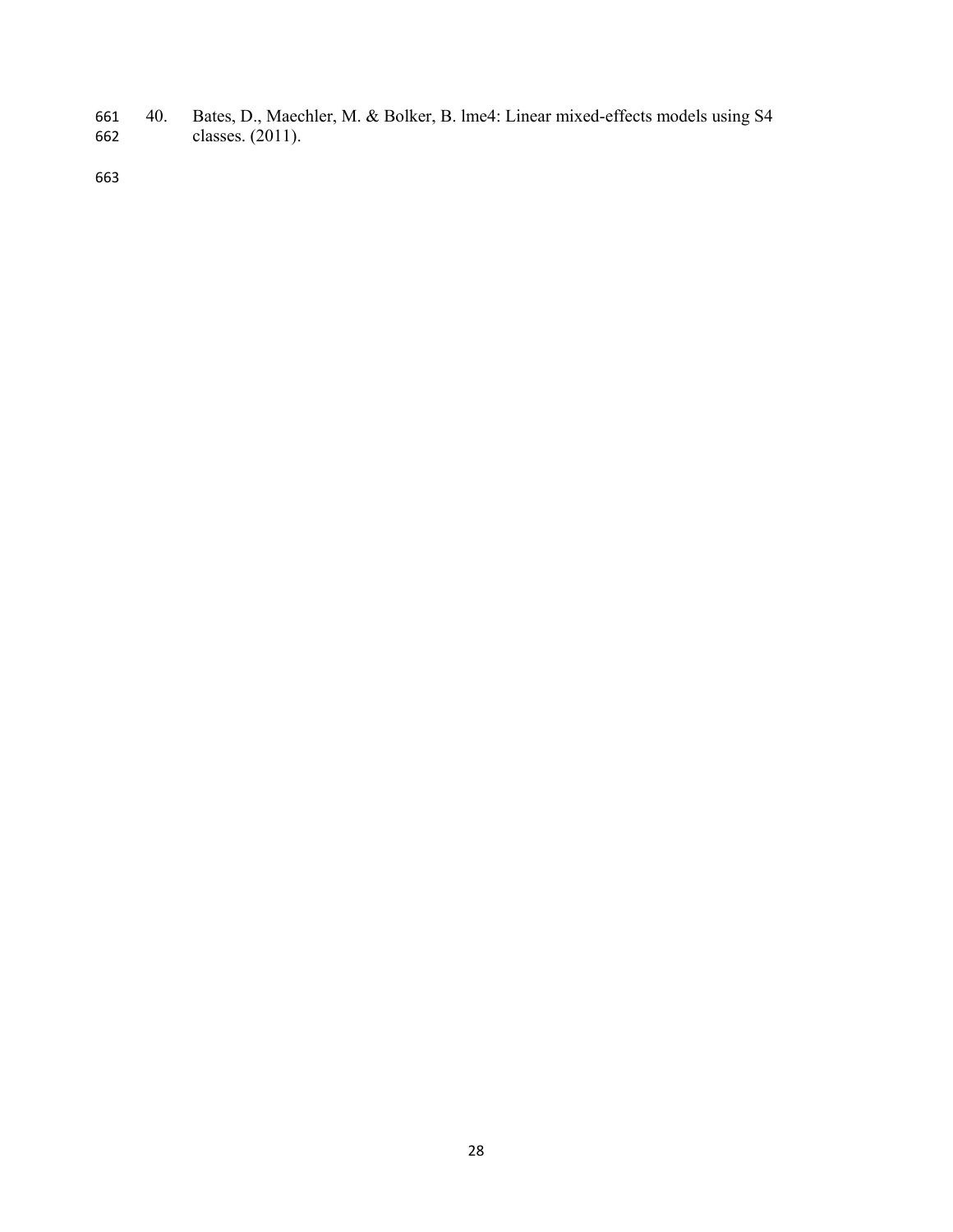40. Bates, D., Maechler, M. & Bolker, B. lme4: Linear mixed-effects models using S4 classes. (2011).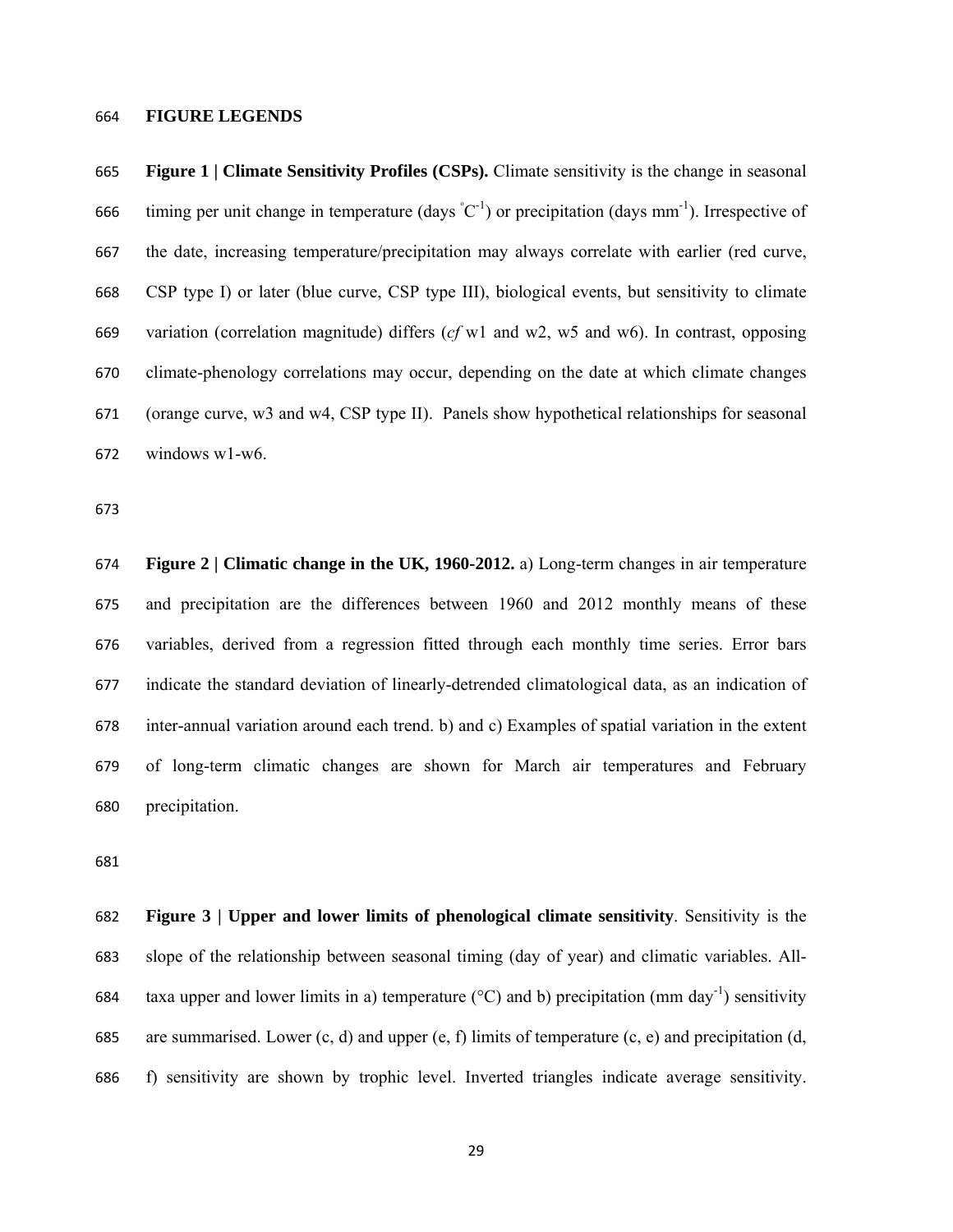**FIGURE LEGENDS**

**Figure 1 | Climate Sensitivity Profiles (CSPs).** Climate sensitivity is the change in seasonal timing per unit change in temperature (days $^{\circ}C^{-1}$) or precipitation (days $mm^{-1}$). Irrespective of the date, increasing temperature/precipitation may always correlate with earlier (red curve, CSP type I) or later (blue curve, CSP type III), biological events, but sensitivity to climate variation (correlation magnitude) differs (*cf* w1 and w2, w5 and w6). In contrast, opposing climate-phenology correlations may occur, depending on the date at which climate changes (orange curve, w3 and w4, CSP type II). Panels show hypothetical relationships for seasonal windows w1-w6.

**Figure 2 | Climatic change in the UK, 1960-2012.** a) Long-term changes in air temperature and precipitation are the differences between 1960 and 2012 monthly means of these variables, derived from a regression fitted through each monthly time series. Error bars indicate the standard deviation of linearly-detrended climatological data, as an indication of inter-annual variation around each trend. b) and c) Examples of spatial variation in the extent of long-term climatic changes are shown for March air temperatures and February precipitation.

**Figure 3 | Upper and lower limits of phenological climate sensitivity**. Sensitivity is the slope of the relationship between seasonal timing (day of year) and climatic variables. All-taxa upper and lower limits in a) temperature (°C) and b) precipitation (mm $day^{-1}$) sensitivity are summarised. Lower (c, d) and upper (e, f) limits of temperature (c, e) and precipitation (d, f) sensitivity are shown by trophic level. Inverted triangles indicate average sensitivity.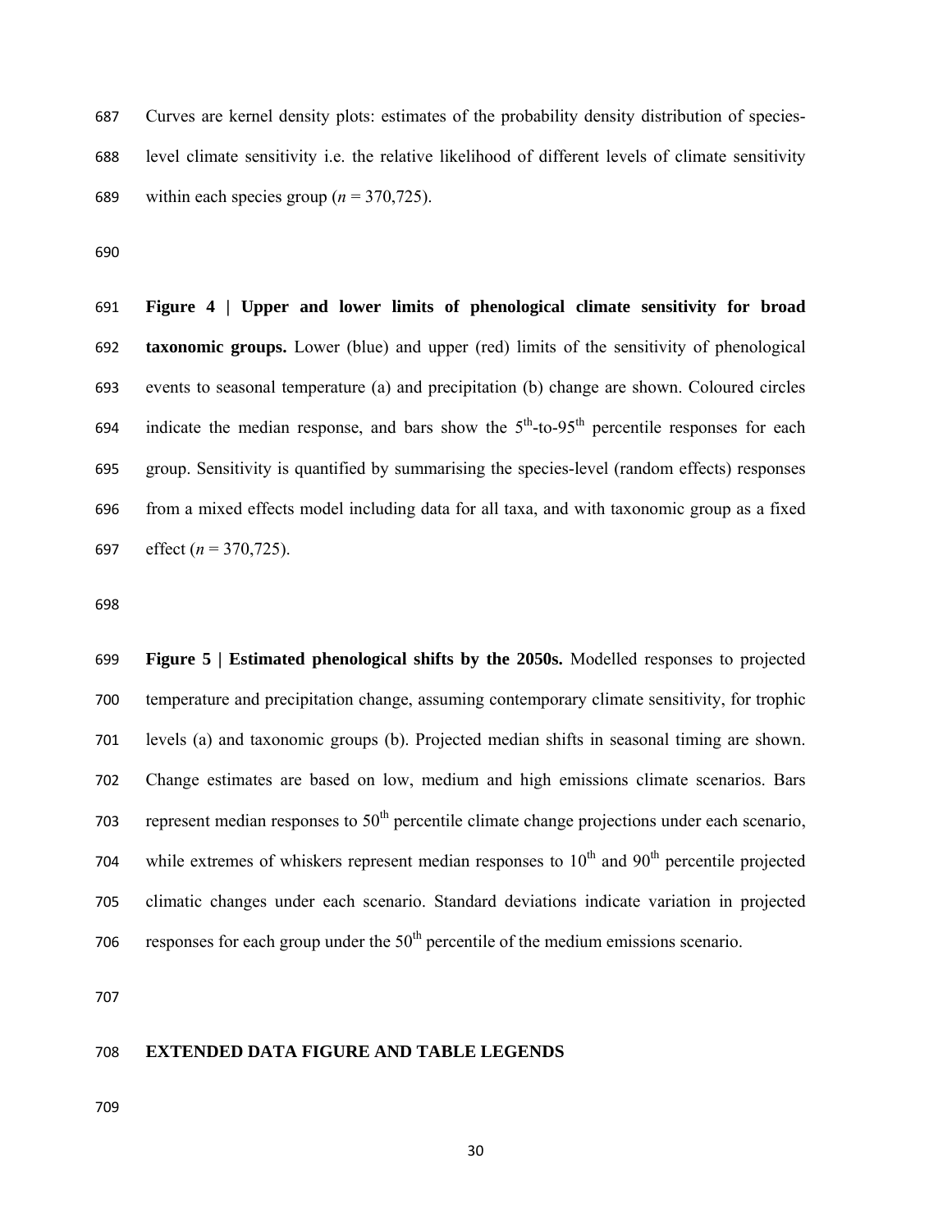Curves are kernel density plots: estimates of the probability density distribution of species-level climate sensitivity i.e. the relative likelihood of different levels of climate sensitivity within each species group ($n$ = 370,725).

**Figure 4 | Upper and lower limits of phenological climate sensitivity for broad taxonomic groups.** Lower (blue) and upper (red) limits of the sensitivity of phenological events to seasonal temperature (a) and precipitation (b) change are shown. Coloured circles indicate the median response, and bars show the $5^{th}$-to-$95^{th}$ percentile responses for each group. Sensitivity is quantified by summarising the species-level (random effects) responses from a mixed effects model including data for all taxa, and with taxonomic group as a fixed effect ($n$ = 370,725).

**Figure 5 | Estimated phenological shifts by the 2050s.** Modelled responses to projected temperature and precipitation change, assuming contemporary climate sensitivity, for trophic levels (a) and taxonomic groups (b). Projected median shifts in seasonal timing are shown. Change estimates are based on low, medium and high emissions climate scenarios. Bars represent median responses to $50^{th}$ percentile climate change projections under each scenario, while extremes of whiskers represent median responses to $10^{th}$ and $90^{th}$ percentile projected climatic changes under each scenario. Standard deviations indicate variation in projected responses for each group under the $50^{th}$ percentile of the medium emissions scenario.

## EXTENDED DATA FIGURE AND TABLE LEGENDS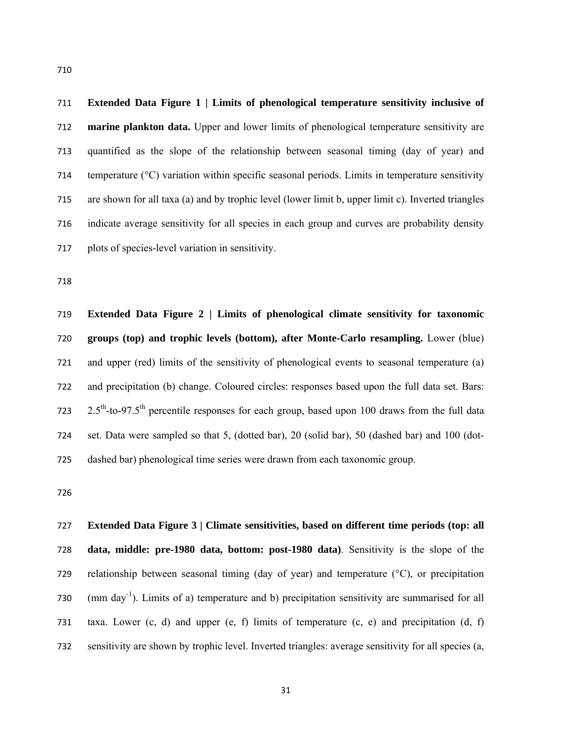**Extended Data Figure 1 | Limits of phenological temperature sensitivity inclusive of marine plankton data.** Upper and lower limits of phenological temperature sensitivity are quantified as the slope of the relationship between seasonal timing (day of year) and temperature (°C) variation within specific seasonal periods. Limits in temperature sensitivity are shown for all taxa (a) and by trophic level (lower limit b, upper limit c). Inverted triangles indicate average sensitivity for all species in each group and curves are probability density plots of species-level variation in sensitivity.

**Extended Data Figure 2 | Limits of phenological climate sensitivity for taxonomic groups (top) and trophic levels (bottom), after Monte-Carlo resampling.** Lower (blue) and upper (red) limits of the sensitivity of phenological events to seasonal temperature (a) and precipitation (b) change. Coloured circles: responses based upon the full data set. Bars: $2.5^{th}$-to-$97.5^{th}$ percentile responses for each group, based upon 100 draws from the full data set. Data were sampled so that 5, (dotted bar), 20 (solid bar), 50 (dashed bar) and 100 (dot-dashed bar) phenological time series were drawn from each taxonomic group.

**Extended Data Figure 3 | Climate sensitivities, based on different time periods (top: all data, middle: pre-1980 data, bottom: post-1980 data)**. Sensitivity is the slope of the relationship between seasonal timing (day of year) and temperature (°C), or precipitation (mm $day^{-1}$). Limits of a) temperature and b) precipitation sensitivity are summarised for all taxa. Lower (c, d) and upper (e, f) limits of temperature (c, e) and precipitation (d, f) sensitivity are shown by trophic level. Inverted triangles: average sensitivity for all species (a,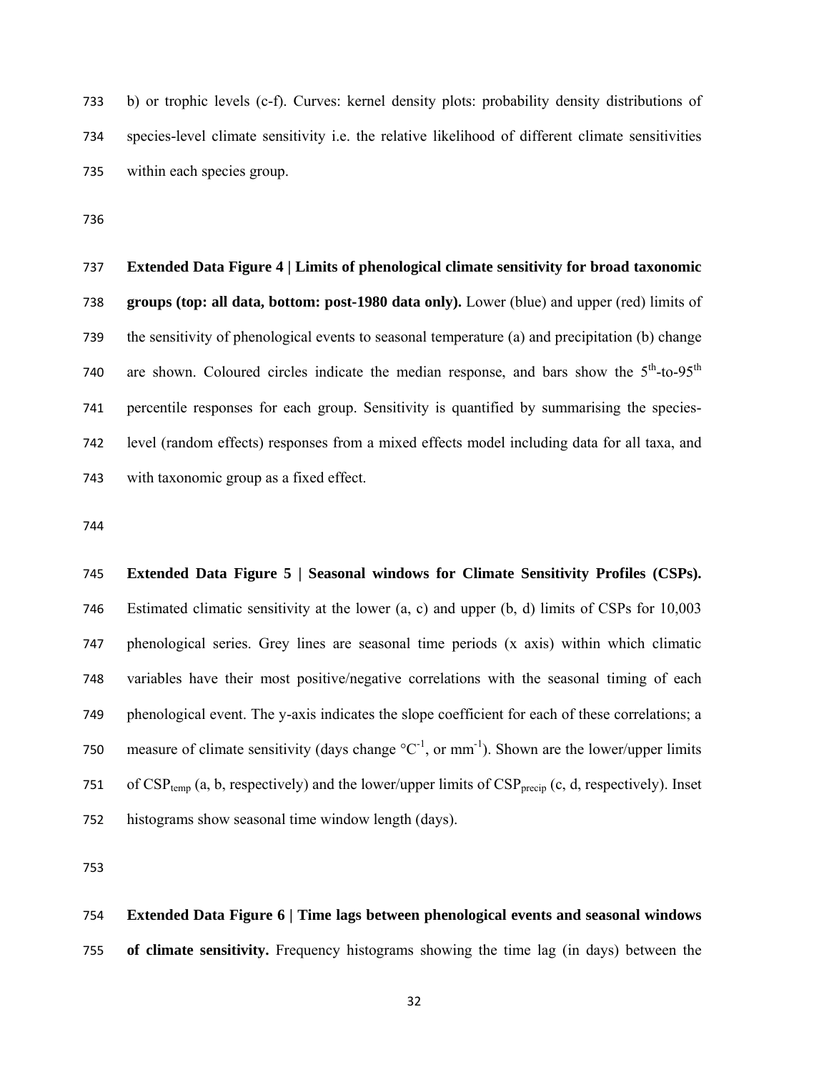b) or trophic levels (c-f). Curves: kernel density plots: probability density distributions of species-level climate sensitivity i.e. the relative likelihood of different climate sensitivities within each species group.

**Extended Data Figure 4 | Limits of phenological climate sensitivity for broad taxonomic groups (top: all data, bottom: post-1980 data only).** Lower (blue) and upper (red) limits of the sensitivity of phenological events to seasonal temperature (a) and precipitation (b) change are shown. Coloured circles indicate the median response, and bars show the $5^{th}$-to-$95^{th}$ percentile responses for each group. Sensitivity is quantified by summarising the species-level (random effects) responses from a mixed effects model including data for all taxa, and with taxonomic group as a fixed effect.

**Extended Data Figure 5 | Seasonal windows for Climate Sensitivity Profiles (CSPs).** Estimated climatic sensitivity at the lower (a, c) and upper (b, d) limits of CSPs for 10,003 phenological series. Grey lines are seasonal time periods (x axis) within which climatic variables have their most positive/negative correlations with the seasonal timing of each phenological event. The y-axis indicates the slope coefficient for each of these correlations; a measure of climate sensitivity (days change $°C^{-1}$, or $mm^{-1}$). Shown are the lower/upper limits of $CSP_{temp}$ (a, b, respectively) and the lower/upper limits of $CSP_{precip}$ (c, d, respectively). Inset histograms show seasonal time window length (days).

**Extended Data Figure 6 | Time lags between phenological events and seasonal windows of climate sensitivity.** Frequency histograms showing the time lag (in days) between the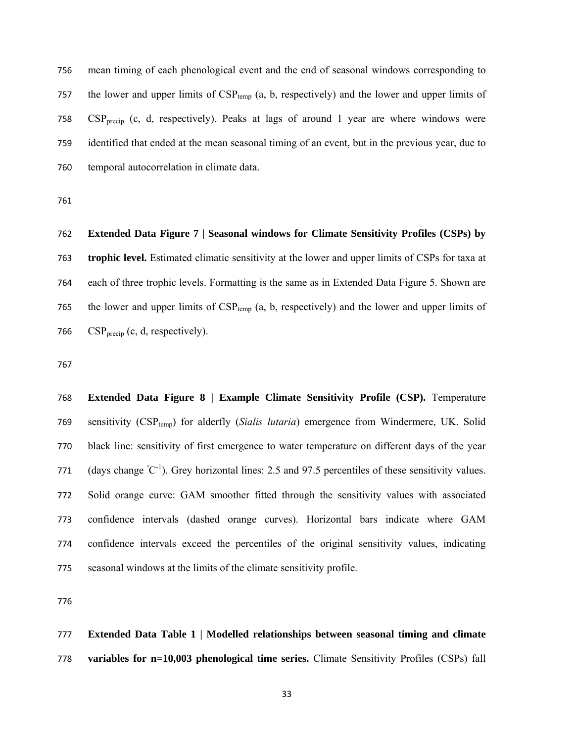mean timing of each phenological event and the end of seasonal windows corresponding to the lower and upper limits of $CSP_{temp}$ (a, b, respectively) and the lower and upper limits of $CSP_{precip}$ (c, d, respectively). Peaks at lags of around 1 year are where windows were identified that ended at the mean seasonal timing of an event, but in the previous year, due to temporal autocorrelation in climate data.

**Extended Data Figure 7 | Seasonal windows for Climate Sensitivity Profiles (CSPs) by trophic level.** Estimated climatic sensitivity at the lower and upper limits of CSPs for taxa at each of three trophic levels. Formatting is the same as in Extended Data Figure 5. Shown are the lower and upper limits of $CSP_{temp}$ (a, b, respectively) and the lower and upper limits of $CSP_{precip}$ (c, d, respectively).

**Extended Data Figure 8 | Example Climate Sensitivity Profile (CSP).** Temperature sensitivity ($CSP_{temp}$) for alderfly (*Sialis lutaria*) emergence from Windermere, UK. Solid black line: sensitivity of first emergence to water temperature on different days of the year (days change $^{\circ}C^{-1}$). Grey horizontal lines: 2.5 and 97.5 percentiles of these sensitivity values. Solid orange curve: GAM smoother fitted through the sensitivity values with associated confidence intervals (dashed orange curves). Horizontal bars indicate where GAM confidence intervals exceed the percentiles of the original sensitivity values, indicating seasonal windows at the limits of the climate sensitivity profile.

**Extended Data Table 1 | Modelled relationships between seasonal timing and climate variables for n=10,003 phenological time series.** Climate Sensitivity Profiles (CSPs) fall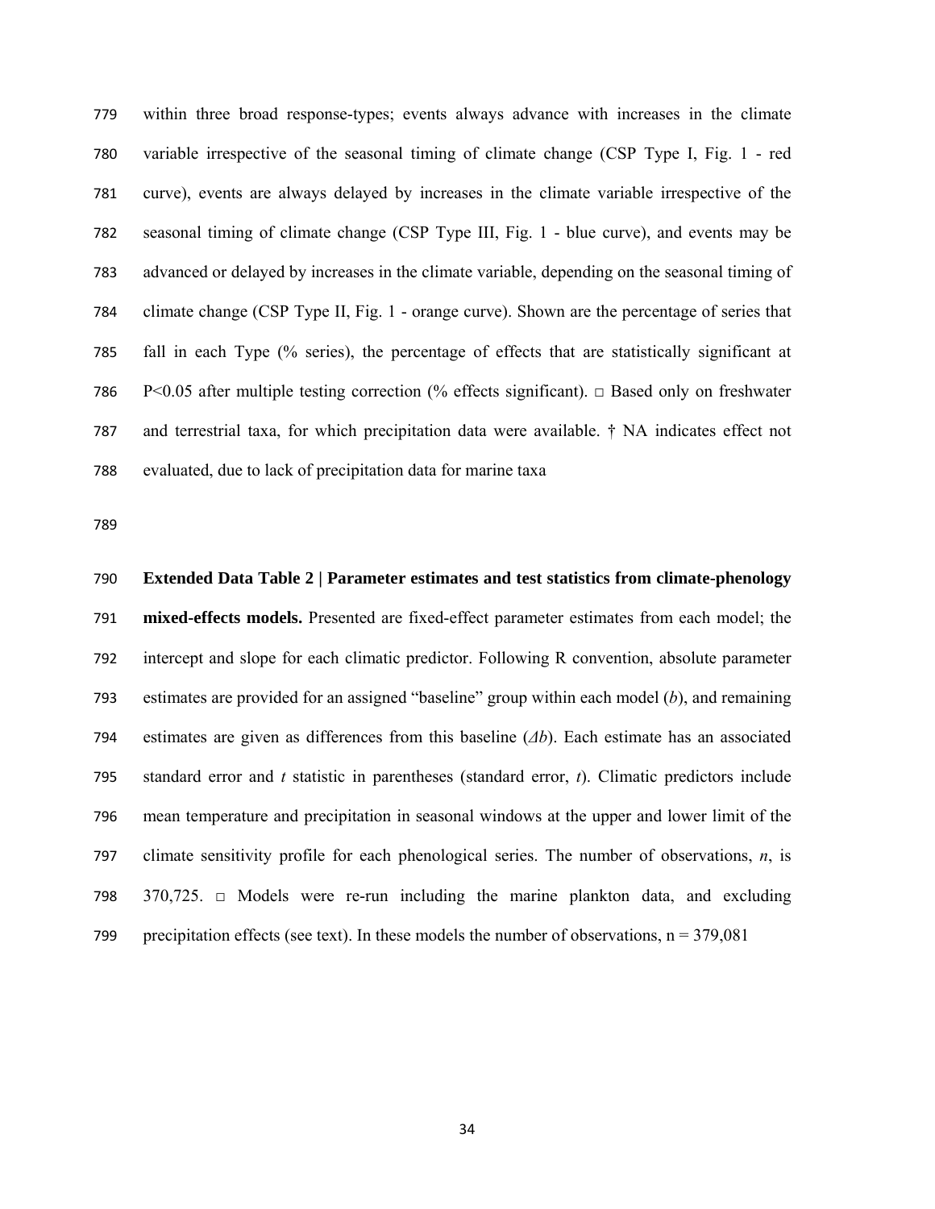within three broad response-types; events always advance with increases in the climate variable irrespective of the seasonal timing of climate change (CSP Type I, Fig. 1 - red curve), events are always delayed by increases in the climate variable irrespective of the seasonal timing of climate change (CSP Type III, Fig. 1 - blue curve), and events may be advanced or delayed by increases in the climate variable, depending on the seasonal timing of climate change (CSP Type II, Fig. 1 - orange curve). Shown are the percentage of series that fall in each Type (% series), the percentage of effects that are statistically significant at P<0.05 after multiple testing correction (% effects significant). □ Based only on freshwater and terrestrial taxa, for which precipitation data were available. † NA indicates effect not evaluated, due to lack of precipitation data for marine taxa

**Extended Data Table 2 | Parameter estimates and test statistics from climate-phenology mixed-effects models.** Presented are fixed-effect parameter estimates from each model; the intercept and slope for each climatic predictor. Following R convention, absolute parameter estimates are provided for an assigned "baseline" group within each model (*b*), and remaining estimates are given as differences from this baseline (*Δb*). Each estimate has an associated standard error and *t* statistic in parentheses (standard error, *t*). Climatic predictors include mean temperature and precipitation in seasonal windows at the upper and lower limit of the climate sensitivity profile for each phenological series. The number of observations, *n*, is 370,725. □ Models were re-run including the marine plankton data, and excluding precipitation effects (see text). In these models the number of observations, n = 379,081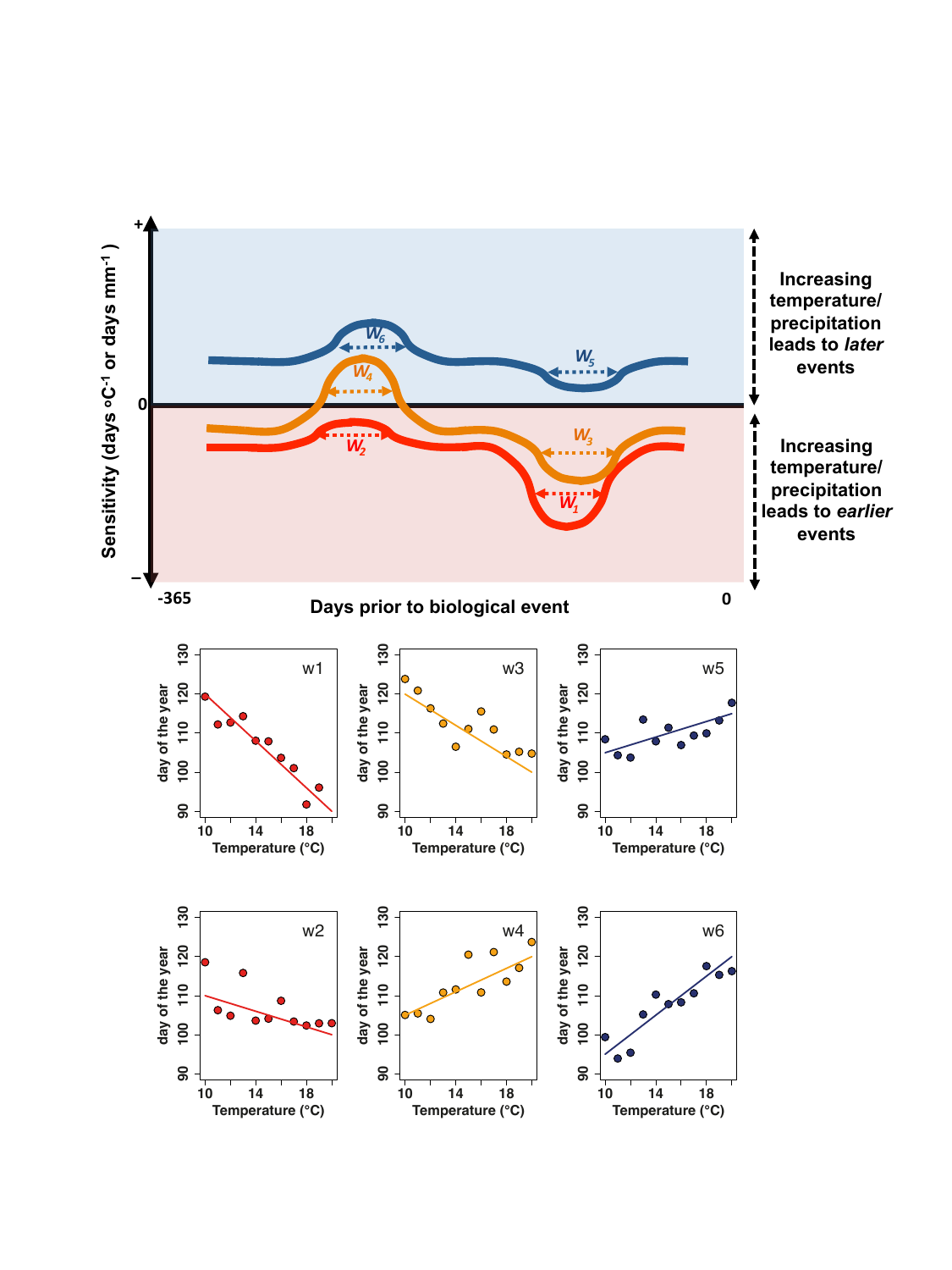Increasing temperature/ precipitation leads to *later* events

Increasing temperature/ precipitation leads to *earlier* events

Sensitivity (days °C$^{-1}$ or days mm$^{-1}$)

Days prior to biological event

-365

0

$W_1$ $W_2$ $W_3$ $W_4$ $W_5$ $W_6$

w1 w2 w3 w4 w5 w6

day of the year

Temperature (°C)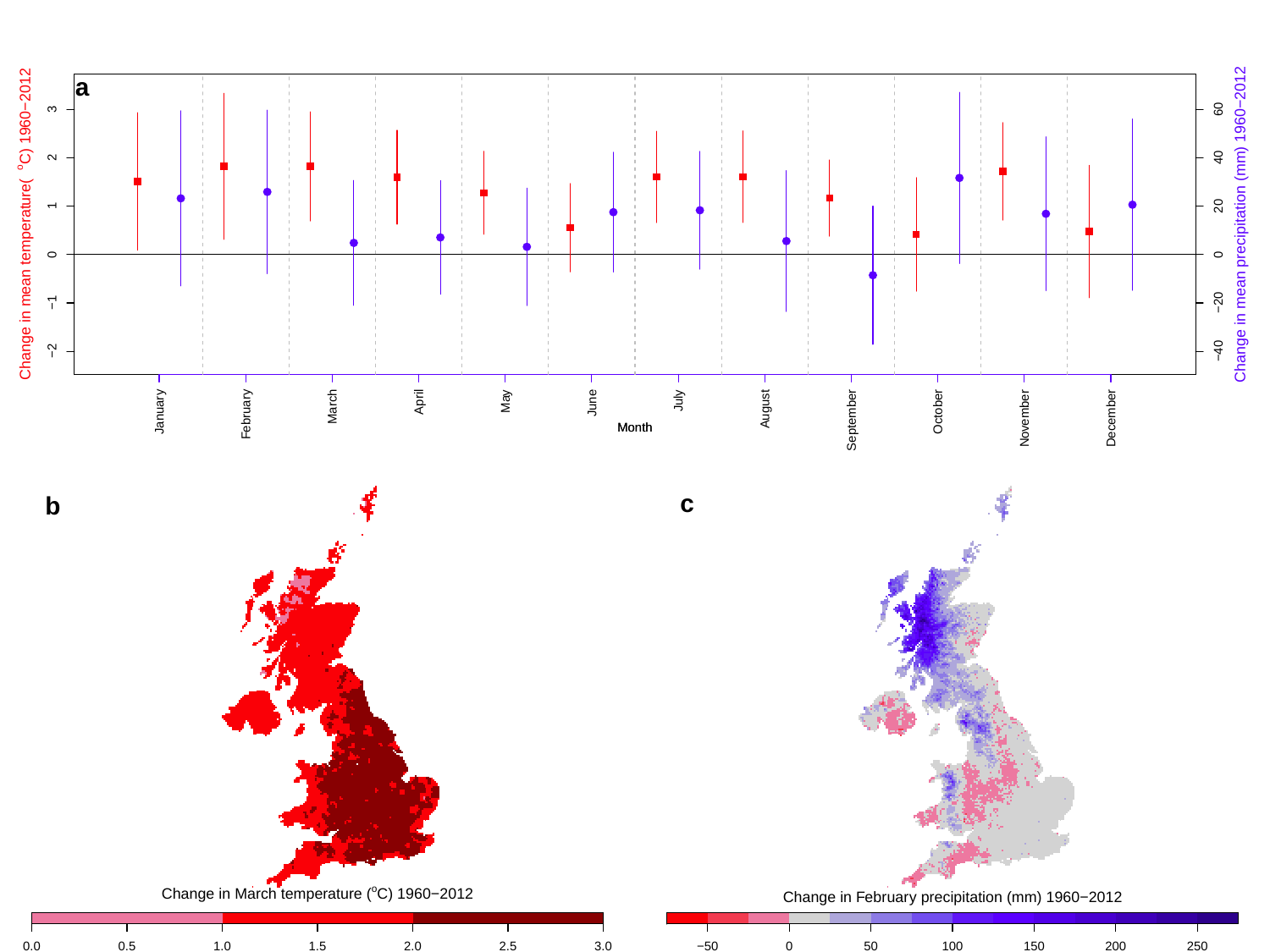**a**

Change in mean temperature( °C) 1960−2012

Change in mean precipitation (mm) 1960−2012

Month

January, February, March, April, May, June, July, August, September, October, November, December

**b**

Change in March temperature (°C) 1960−2012

**c**

Change in February precipitation (mm) 1960−2012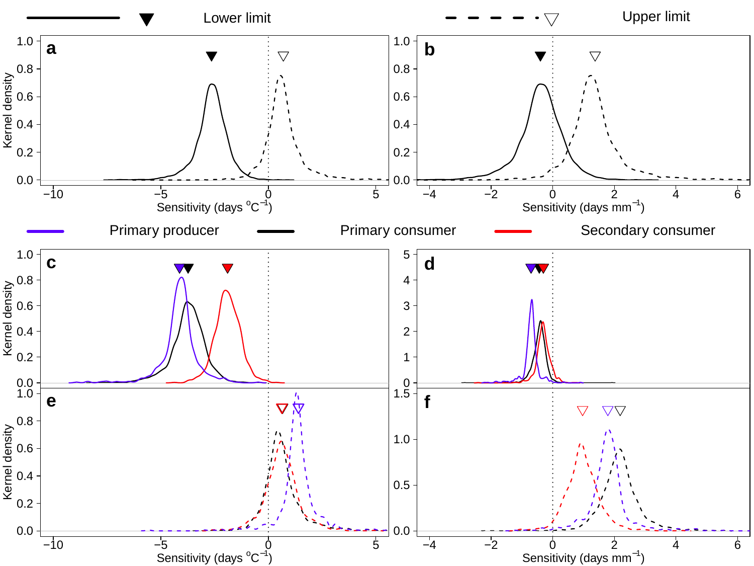Lower limit — Upper limit

a

Kernel density

Sensitivity (days $^{o}C^{-1}$)

b

Sensitivity (days $mm^{-1}$)

Primary producer — Primary consumer — Secondary consumer

c

Kernel density

d

e

Kernel density

Sensitivity (days $^{o}C^{-1}$)

f

Sensitivity (days $mm^{-1}$)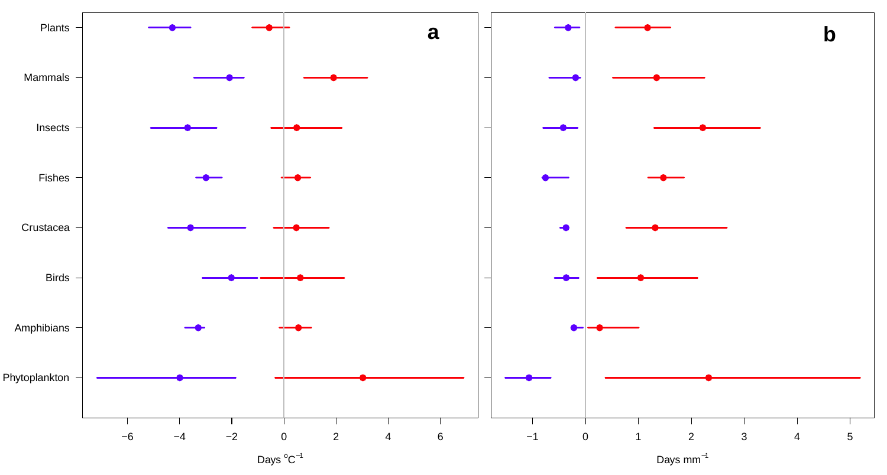a

Plants

Mammals

Insects

Fishes

Crustacea

Birds

Amphibians

Phytoplankton

−6 −4 −2 0 2 4 6

Days $^{o}C^{-1}$

b

−1 0 1 2 3 4 5

Days $mm^{-1}$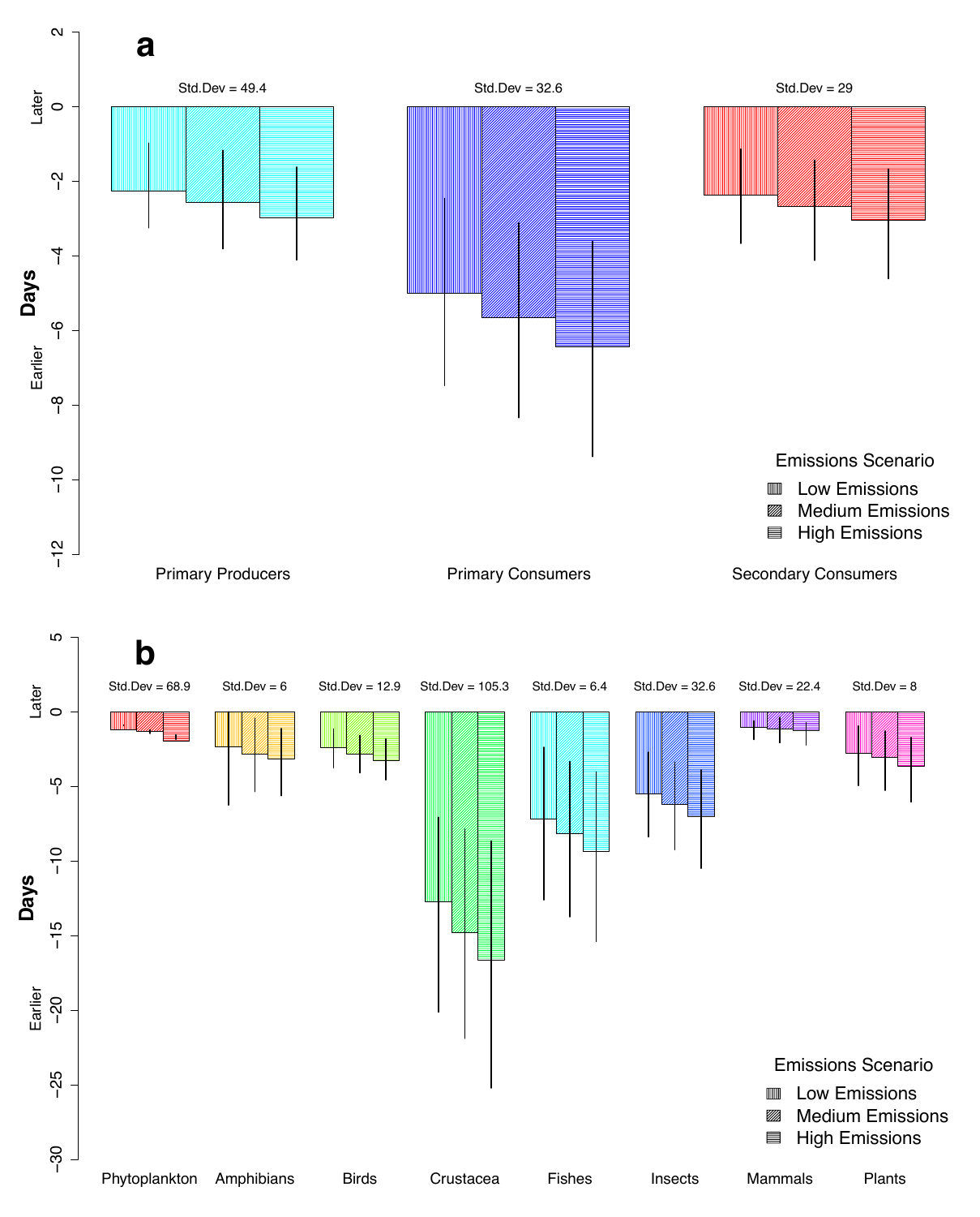a

Std.Dev = 49.4

Std.Dev = 32.6

Std.Dev = 29

Later

Days

Earlier

2
0
−2
−4
−6
−8
−10
−12

Primary Producers

Primary Consumers

Secondary Consumers

Emissions Scenario

Low Emissions

Medium Emissions

High Emissions

b

Std.Dev = 68.9

Std.Dev = 6

Std.Dev = 12.9

Std.Dev = 105.3

Std.Dev = 6.4

Std.Dev = 32.6

Std.Dev = 22.4

Std.Dev = 8

Later

Days

Earlier

5
0
−5
−10
−15
−20
−25
−30

Phytoplankton

Amphibians

Birds

Crustacea

Fishes

Insects

Mammals

Plants

Emissions Scenario

Low Emissions

Medium Emissions

High Emissions